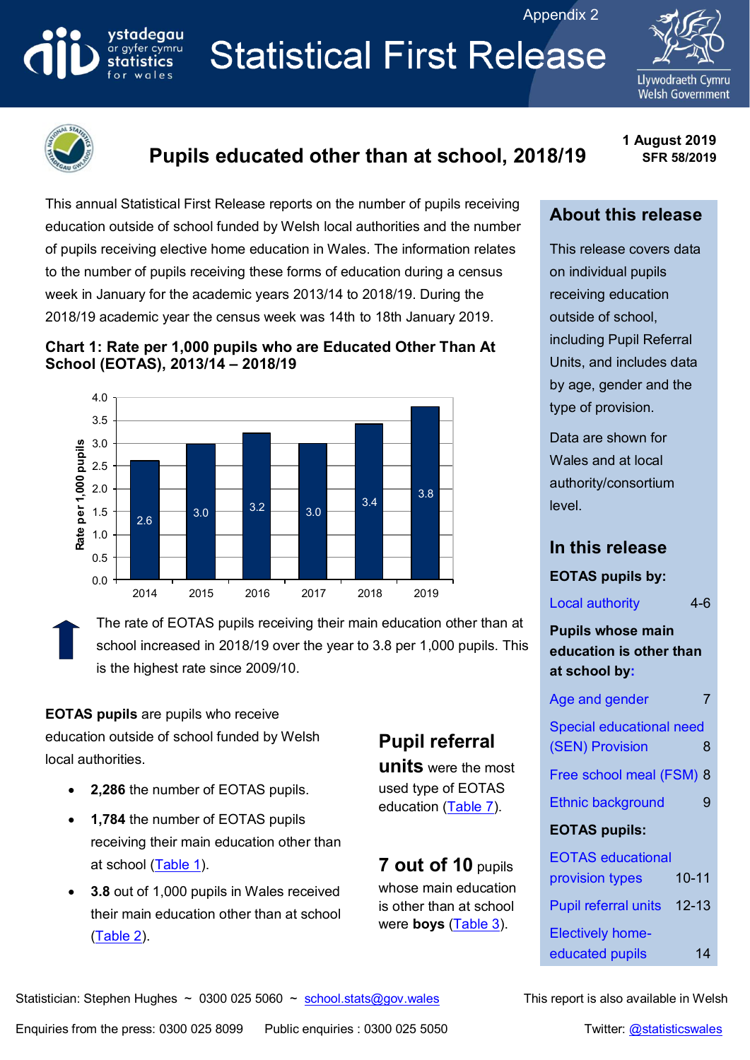Appendix 2

# Statistical First Release

## Pupils educated other than at school, 2018/19

**1 August 2019**
**SFR 58/2019**

This annual Statistical First Release reports on the number of pupils receiving education outside of school funded by Welsh local authorities and the number of pupils receiving elective home education in Wales. The information relates to the number of pupils receiving these forms of education during a census week in January for the academic years 2013/14 to 2018/19. During the 2018/19 academic year the census week was 14th to 18th January 2019.

**Chart 1: Rate per 1,000 pupils who are Educated Other Than At School (EOTAS), 2013/14 – 2018/19**

| Year | Rate per 1,000 pupils |
|---|---|
| 2014 | 2.6 |
| 2015 | 3.0 |
| 2016 | 3.2 |
| 2017 | 3.0 |
| 2018 | 3.4 |
| 2019 | 3.8 |

The rate of EOTAS pupils receiving their main education other than at school increased in 2018/19 over the year to 3.8 per 1,000 pupils. This is the highest rate since 2009/10.

**EOTAS pupils** are pupils who receive education outside of school funded by Welsh local authorities.

- **2,286** the number of EOTAS pupils.
- **1,784** the number of EOTAS pupils receiving their main education other than at school (Table 1).
- **3.8** out of 1,000 pupils in Wales received their main education other than at school (Table 2).

**Pupil referral units** were the most used type of EOTAS education (Table 7).

**7 out of 10** pupils whose main education is other than at school were **boys** (Table 3).

## About this release

This release covers data on individual pupils receiving education outside of school, including Pupil Referral Units, and includes data by age, gender and the type of provision.

Data are shown for Wales and at local authority/consortium level.

## In this release

**EOTAS pupils by:**

- Local authority 4-6

**Pupils whose main education is other than at school by:**

- Age and gender 7
- Special educational need (SEN) Provision 8
- Free school meal (FSM) 8
- Ethnic background 9

**EOTAS pupils:**

- EOTAS educational provision types 10-11
- Pupil referral units 12-13
- Electively home-educated pupils 14

Statistician: Stephen Hughes ~ 0300 025 5060 ~ school.stats@gov.wales

This report is also available in Welsh

Enquiries from the press: 0300 025 8099 Public enquiries : 0300 025 5050

Twitter: @statisticswales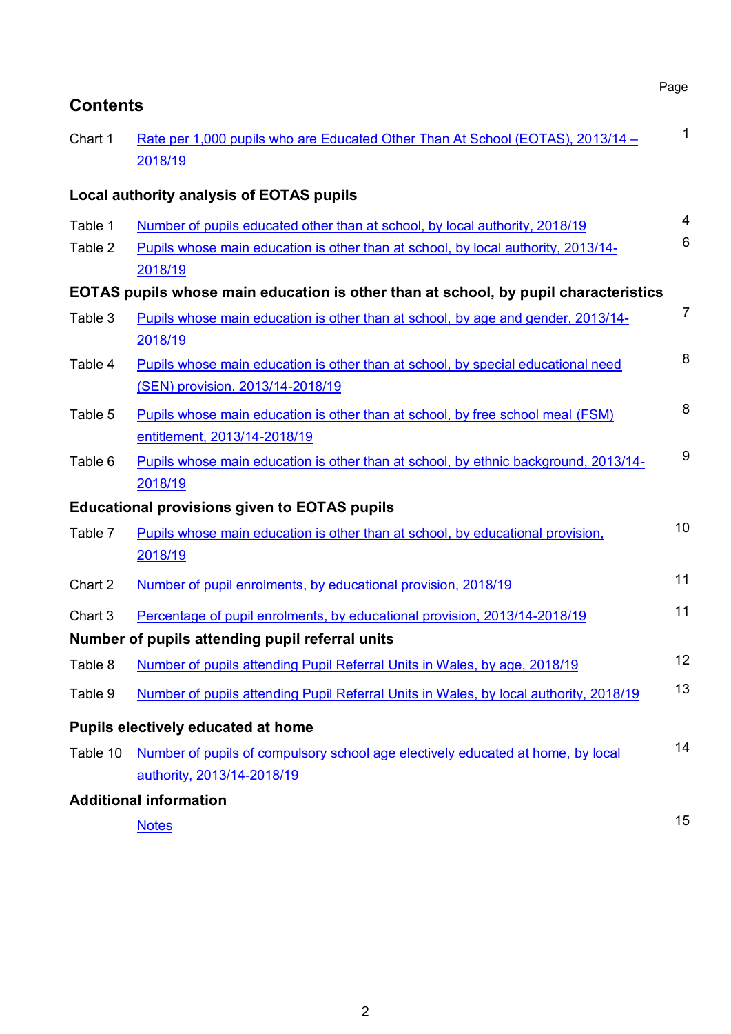## Contents

| | | Page |
|---|---|---|
| Chart 1 | Rate per 1,000 pupils who are Educated Other Than At School (EOTAS), 2013/14 – 2018/19 | 1 |
| **Local authority analysis of EOTAS pupils** | | |
| Table 1 | Number of pupils educated other than at school, by local authority, 2018/19 | 4 |
| Table 2 | Pupils whose main education is other than at school, by local authority, 2013/14-2018/19 | 6 |
| **EOTAS pupils whose main education is other than at school, by pupil characteristics** | | |
| Table 3 | Pupils whose main education is other than at school, by age and gender, 2013/14-2018/19 | 7 |
| Table 4 | Pupils whose main education is other than at school, by special educational need (SEN) provision, 2013/14-2018/19 | 8 |
| Table 5 | Pupils whose main education is other than at school, by free school meal (FSM) entitlement, 2013/14-2018/19 | 8 |
| Table 6 | Pupils whose main education is other than at school, by ethnic background, 2013/14-2018/19 | 9 |
| **Educational provisions given to EOTAS pupils** | | |
| Table 7 | Pupils whose main education is other than at school, by educational provision, 2018/19 | 10 |
| Chart 2 | Number of pupil enrolments, by educational provision, 2018/19 | 11 |
| Chart 3 | Percentage of pupil enrolments, by educational provision, 2013/14-2018/19 | 11 |
| **Number of pupils attending pupil referral units** | | |
| Table 8 | Number of pupils attending Pupil Referral Units in Wales, by age, 2018/19 | 12 |
| Table 9 | Number of pupils attending Pupil Referral Units in Wales, by local authority, 2018/19 | 13 |
| **Pupils electively educated at home** | | |
| Table 10 | Number of pupils of compulsory school age electively educated at home, by local authority, 2013/14-2018/19 | 14 |
| **Additional information** | | |
| | Notes | 15 |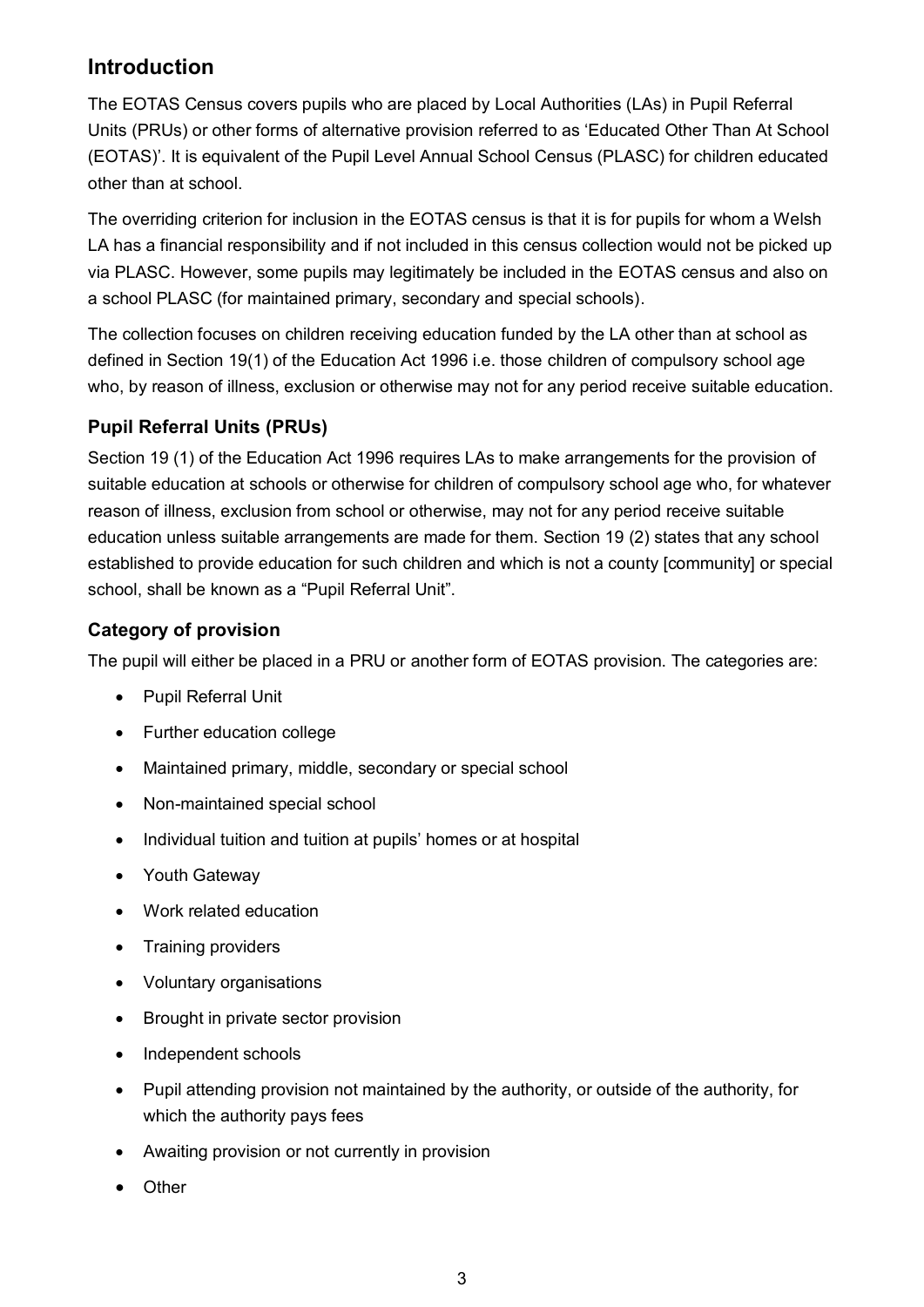## Introduction

The EOTAS Census covers pupils who are placed by Local Authorities (LAs) in Pupil Referral Units (PRUs) or other forms of alternative provision referred to as 'Educated Other Than At School (EOTAS)'. It is equivalent of the Pupil Level Annual School Census (PLASC) for children educated other than at school.

The overriding criterion for inclusion in the EOTAS census is that it is for pupils for whom a Welsh LA has a financial responsibility and if not included in this census collection would not be picked up via PLASC. However, some pupils may legitimately be included in the EOTAS census and also on a school PLASC (for maintained primary, secondary and special schools).

The collection focuses on children receiving education funded by the LA other than at school as defined in Section 19(1) of the Education Act 1996 i.e. those children of compulsory school age who, by reason of illness, exclusion or otherwise may not for any period receive suitable education.

### Pupil Referral Units (PRUs)

Section 19 (1) of the Education Act 1996 requires LAs to make arrangements for the provision of suitable education at schools or otherwise for children of compulsory school age who, for whatever reason of illness, exclusion from school or otherwise, may not for any period receive suitable education unless suitable arrangements are made for them. Section 19 (2) states that any school established to provide education for such children and which is not a county [community] or special school, shall be known as a "Pupil Referral Unit".

### Category of provision

The pupil will either be placed in a PRU or another form of EOTAS provision. The categories are:

- Pupil Referral Unit
- Further education college
- Maintained primary, middle, secondary or special school
- Non-maintained special school
- Individual tuition and tuition at pupils' homes or at hospital
- Youth Gateway
- Work related education
- Training providers
- Voluntary organisations
- Brought in private sector provision
- Independent schools
- Pupil attending provision not maintained by the authority, or outside of the authority, for which the authority pays fees
- Awaiting provision or not currently in provision
- Other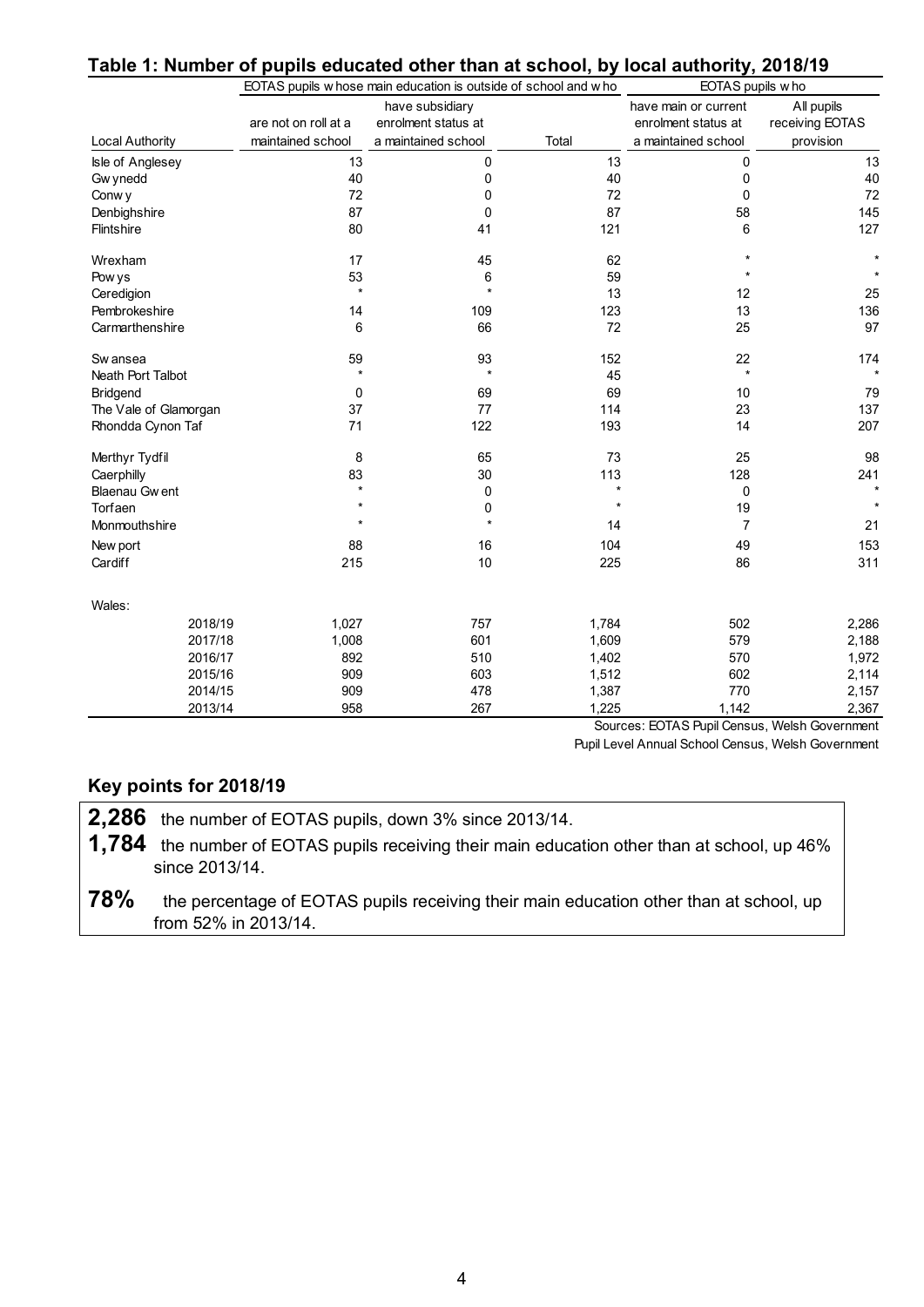## Table 1: Number of pupils educated other than at school, by local authority, 2018/19

| Local Authority | EOTAS pupils whose main education is outside of school and who are not on roll at a maintained school | EOTAS pupils whose main education is outside of school and who have subsidiary enrolment status at a maintained school | Total | EOTAS pupils who have main or current enrolment status at a maintained school | All pupils receiving EOTAS provision |
|---|---|---|---|---|---|
| Isle of Anglesey | 13 | 0 | 13 | 0 | 13 |
| Gwynedd | 40 | 0 | 40 | 0 | 40 |
| Conwy | 72 | 0 | 72 | 0 | 72 |
| Denbighshire | 87 | 0 | 87 | 58 | 145 |
| Flintshire | 80 | 41 | 121 | 6 | 127 |
| Wrexham | 17 | 45 | 62 | * | * |
| Powys | 53 | 6 | 59 | * | * |
| Ceredigion | * | * | 13 | 12 | 25 |
| Pembrokeshire | 14 | 109 | 123 | 13 | 136 |
| Carmarthenshire | 6 | 66 | 72 | 25 | 97 |
| Swansea | 59 | 93 | 152 | 22 | 174 |
| Neath Port Talbot | * | * | 45 | * | * |
| Bridgend | 0 | 69 | 69 | 10 | 79 |
| The Vale of Glamorgan | 37 | 77 | 114 | 23 | 137 |
| Rhondda Cynon Taf | 71 | 122 | 193 | 14 | 207 |
| Merthyr Tydfil | 8 | 65 | 73 | 25 | 98 |
| Caerphilly | 83 | 30 | 113 | 128 | 241 |
| Blaenau Gwent | * | 0 | * | 0 | * |
| Torfaen | * | 0 | * | 19 | * |
| Monmouthshire | * | * | 14 | 7 | 21 |
| Newport | 88 | 16 | 104 | 49 | 153 |
| Cardiff | 215 | 10 | 225 | 86 | 311 |
| **Wales:** | | | | | |
| 2018/19 | 1,027 | 757 | 1,784 | 502 | 2,286 |
| 2017/18 | 1,008 | 601 | 1,609 | 579 | 2,188 |
| 2016/17 | 892 | 510 | 1,402 | 570 | 1,972 |
| 2015/16 | 909 | 603 | 1,512 | 602 | 2,114 |
| 2014/15 | 909 | 478 | 1,387 | 770 | 2,157 |
| 2013/14 | 958 | 267 | 1,225 | 1,142 | 2,367 |

Sources: EOTAS Pupil Census, Welsh Government
Pupil Level Annual School Census, Welsh Government

### Key points for 2018/19

**2,286** the number of EOTAS pupils, down 3% since 2013/14.

**1,784** the number of EOTAS pupils receiving their main education other than at school, up 46% since 2013/14.

**78%** the percentage of EOTAS pupils receiving their main education other than at school, up from 52% in 2013/14.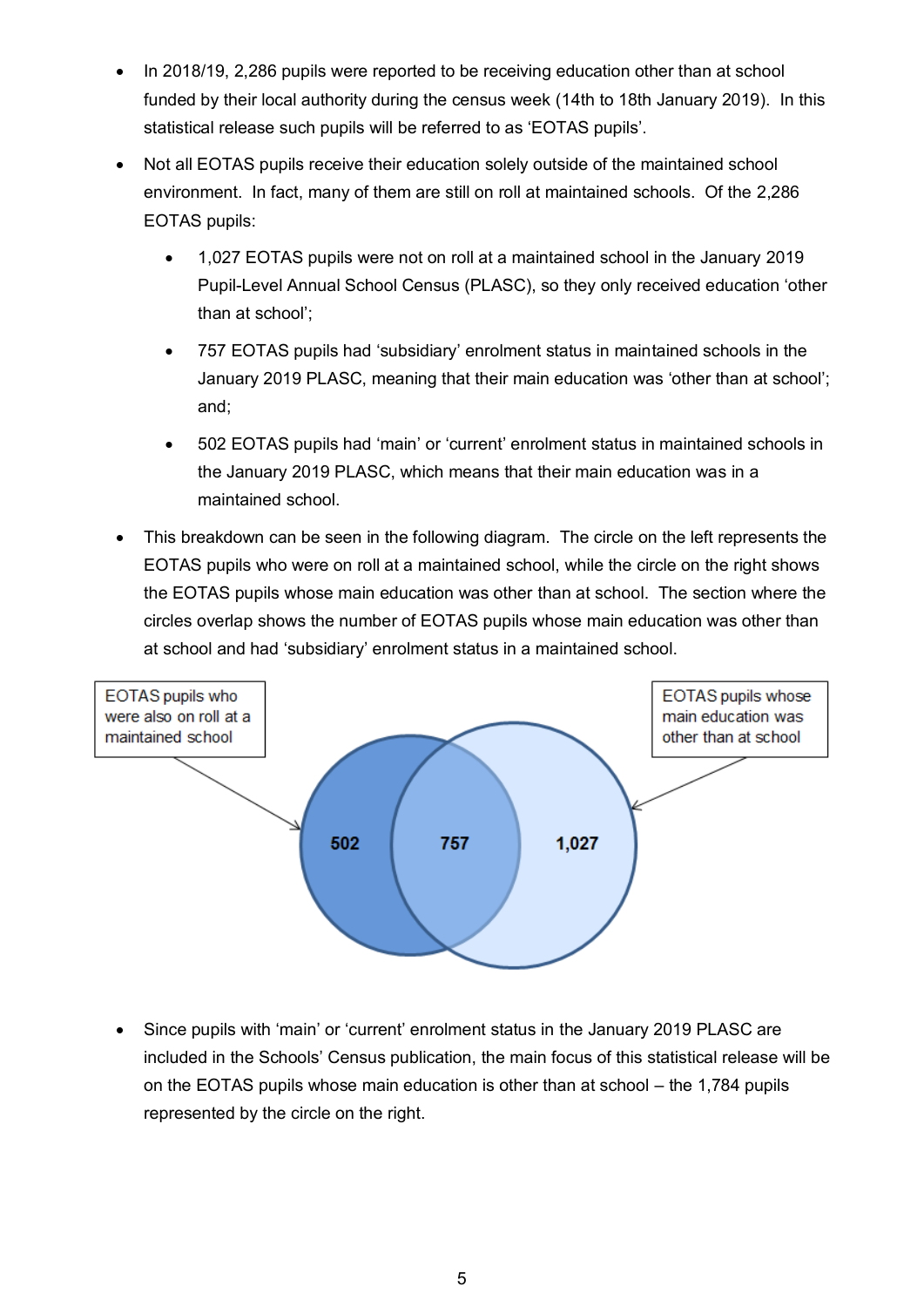- In 2018/19, 2,286 pupils were reported to be receiving education other than at school funded by their local authority during the census week (14th to 18th January 2019). In this statistical release such pupils will be referred to as 'EOTAS pupils'.
- Not all EOTAS pupils receive their education solely outside of the maintained school environment. In fact, many of them are still on roll at maintained schools. Of the 2,286 EOTAS pupils:
  - 1,027 EOTAS pupils were not on roll at a maintained school in the January 2019 Pupil-Level Annual School Census (PLASC), so they only received education 'other than at school';
  - 757 EOTAS pupils had 'subsidiary' enrolment status in maintained schools in the January 2019 PLASC, meaning that their main education was 'other than at school'; and;
  - 502 EOTAS pupils had 'main' or 'current' enrolment status in maintained schools in the January 2019 PLASC, which means that their main education was in a maintained school.
- This breakdown can be seen in the following diagram. The circle on the left represents the EOTAS pupils who were on roll at a maintained school, while the circle on the right shows the EOTAS pupils whose main education was other than at school. The section where the circles overlap shows the number of EOTAS pupils whose main education was other than at school and had 'subsidiary' enrolment status in a maintained school.

EOTAS pupils who were also on roll at a maintained school

EOTAS pupils whose main education was other than at school

502 | 757 | 1,027

- Since pupils with 'main' or 'current' enrolment status in the January 2019 PLASC are included in the Schools' Census publication, the main focus of this statistical release will be on the EOTAS pupils whose main education is other than at school – the 1,784 pupils represented by the circle on the right.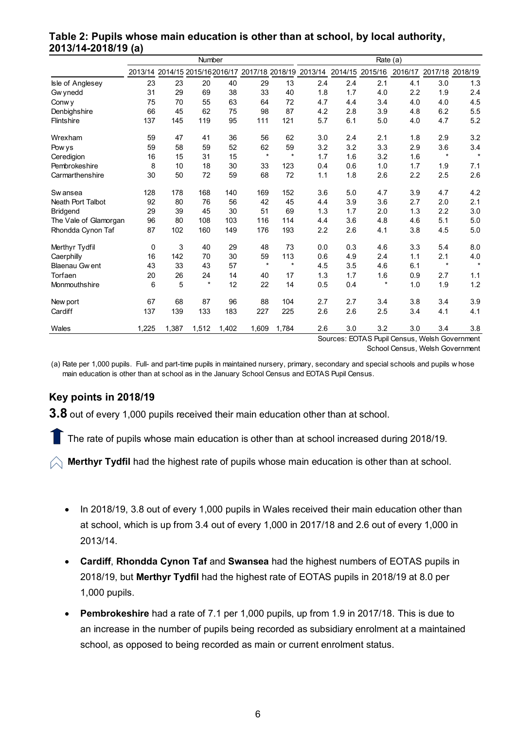**Table 2: Pupils whose main education is other than at school, by local authority, 2013/14-2018/19 (a)**

| | Number | | | | | | Rate (a) | | | | | |
|---|---|---|---|---|---|---|---|---|---|---|---|---|
| | 2013/14 | 2014/15 | 2015/16 | 2016/17 | 2017/18 | 2018/19 | 2013/14 | 2014/15 | 2015/16 | 2016/17 | 2017/18 | 2018/19 |
| Isle of Anglesey | 23 | 23 | 20 | 40 | 29 | 13 | 2.4 | 2.4 | 2.1 | 4.1 | 3.0 | 1.3 |
| Gwynedd | 31 | 29 | 69 | 38 | 33 | 40 | 1.8 | 1.7 | 4.0 | 2.2 | 1.9 | 2.4 |
| Conwy | 75 | 70 | 55 | 63 | 64 | 72 | 4.7 | 4.4 | 3.4 | 4.0 | 4.0 | 4.5 |
| Denbighshire | 66 | 45 | 62 | 75 | 98 | 87 | 4.2 | 2.8 | 3.9 | 4.8 | 6.2 | 5.5 |
| Flintshire | 137 | 145 | 119 | 95 | 111 | 121 | 5.7 | 6.1 | 5.0 | 4.0 | 4.7 | 5.2 |
| Wrexham | 59 | 47 | 41 | 36 | 56 | 62 | 3.0 | 2.4 | 2.1 | 1.8 | 2.9 | 3.2 |
| Powys | 59 | 58 | 59 | 52 | 62 | 59 | 3.2 | 3.2 | 3.3 | 2.9 | 3.6 | 3.4 |
| Ceredigion | 16 | 15 | 31 | 15 | * | * | 1.7 | 1.6 | 3.2 | 1.6 | * | * |
| Pembrokeshire | 8 | 10 | 18 | 30 | 33 | 123 | 0.4 | 0.6 | 1.0 | 1.7 | 1.9 | 7.1 |
| Carmarthenshire | 30 | 50 | 72 | 59 | 68 | 72 | 1.1 | 1.8 | 2.6 | 2.2 | 2.5 | 2.6 |
| Swansea | 128 | 178 | 168 | 140 | 169 | 152 | 3.6 | 5.0 | 4.7 | 3.9 | 4.7 | 4.2 |
| Neath Port Talbot | 92 | 80 | 76 | 56 | 42 | 45 | 4.4 | 3.9 | 3.6 | 2.7 | 2.0 | 2.1 |
| Bridgend | 29 | 39 | 45 | 30 | 51 | 69 | 1.3 | 1.7 | 2.0 | 1.3 | 2.2 | 3.0 |
| The Vale of Glamorgan | 96 | 80 | 108 | 103 | 116 | 114 | 4.4 | 3.6 | 4.8 | 4.6 | 5.1 | 5.0 |
| Rhondda Cynon Taf | 87 | 102 | 160 | 149 | 176 | 193 | 2.2 | 2.6 | 4.1 | 3.8 | 4.5 | 5.0 |
| Merthyr Tydfil | 0 | 3 | 40 | 29 | 48 | 73 | 0.0 | 0.3 | 4.6 | 3.3 | 5.4 | 8.0 |
| Caerphilly | 16 | 142 | 70 | 30 | 59 | 113 | 0.6 | 4.9 | 2.4 | 1.1 | 2.1 | 4.0 |
| Blaenau Gwent | 43 | 33 | 43 | 57 | * | * | 4.5 | 3.5 | 4.6 | 6.1 | * | * |
| Torfaen | 20 | 26 | 24 | 14 | 40 | 17 | 1.3 | 1.7 | 1.6 | 0.9 | 2.7 | 1.1 |
| Monmouthshire | 6 | 5 | * | 12 | 22 | 14 | 0.5 | 0.4 | * | 1.0 | 1.9 | 1.2 |
| Newport | 67 | 68 | 87 | 96 | 88 | 104 | 2.7 | 2.7 | 3.4 | 3.8 | 3.4 | 3.9 |
| Cardiff | 137 | 139 | 133 | 183 | 227 | 225 | 2.6 | 2.6 | 2.5 | 3.4 | 4.1 | 4.1 |
| Wales | 1,225 | 1,387 | 1,512 | 1,402 | 1,609 | 1,784 | 2.6 | 3.0 | 3.2 | 3.0 | 3.4 | 3.8 |

Sources: EOTAS Pupil Census, Welsh Government
School Census, Welsh Government

(a) Rate per 1,000 pupils. Full- and part-time pupils in maintained nursery, primary, secondary and special schools and pupils whose main education is other than at school as in the January School Census and EOTAS Pupil Census.

## Key points in 2018/19

**3.8** out of every 1,000 pupils received their main education other than at school.

The rate of pupils whose main education is other than at school increased during 2018/19.

**Merthyr Tydfil** had the highest rate of pupils whose main education is other than at school.

- In 2018/19, 3.8 out of every 1,000 pupils in Wales received their main education other than at school, which is up from 3.4 out of every 1,000 in 2017/18 and 2.6 out of every 1,000 in 2013/14.
- **Cardiff**, **Rhondda Cynon Taf** and **Swansea** had the highest numbers of EOTAS pupils in 2018/19, but **Merthyr Tydfil** had the highest rate of EOTAS pupils in 2018/19 at 8.0 per 1,000 pupils.
- **Pembrokeshire** had a rate of 7.1 per 1,000 pupils, up from 1.9 in 2017/18. This is due to an increase in the number of pupils being recorded as subsidiary enrolment at a maintained school, as opposed to being recorded as main or current enrolment status.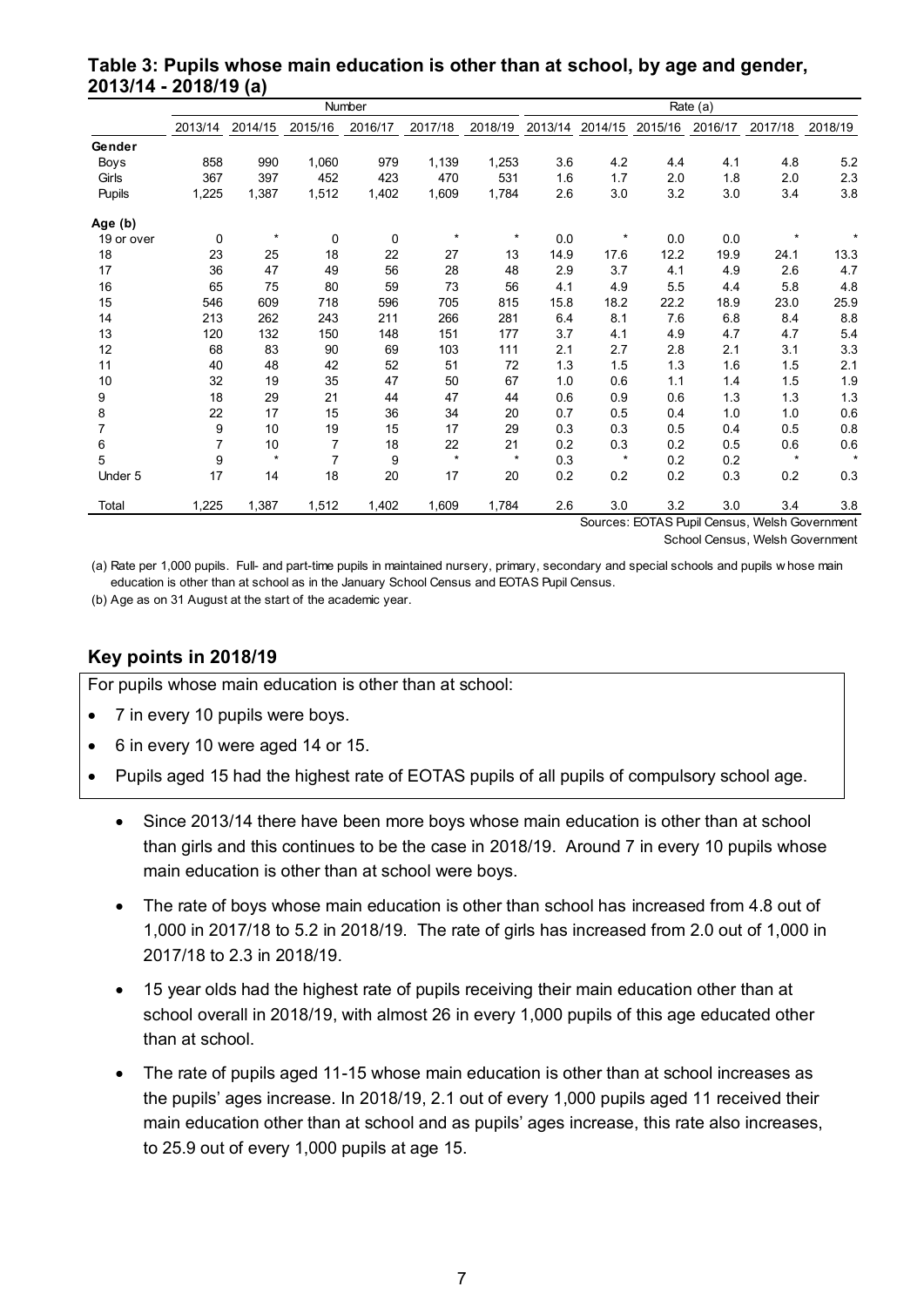## Table 3: Pupils whose main education is other than at school, by age and gender, 2013/14 - 2018/19 (a)

| | Number | | | | | | Rate (a) | | | | | |
|---|---|---|---|---|---|---|---|---|---|---|---|---|
| | 2013/14 | 2014/15 | 2015/16 | 2016/17 | 2017/18 | 2018/19 | 2013/14 | 2014/15 | 2015/16 | 2016/17 | 2017/18 | 2018/19 |
| **Gender** | | | | | | | | | | | | |
| Boys | 858 | 990 | 1,060 | 979 | 1,139 | 1,253 | 3.6 | 4.2 | 4.4 | 4.1 | 4.8 | 5.2 |
| Girls | 367 | 397 | 452 | 423 | 470 | 531 | 1.6 | 1.7 | 2.0 | 1.8 | 2.0 | 2.3 |
| Pupils | 1,225 | 1,387 | 1,512 | 1,402 | 1,609 | 1,784 | 2.6 | 3.0 | 3.2 | 3.0 | 3.4 | 3.8 |
| **Age (b)** | | | | | | | | | | | | |
| 19 or over | 0 | * | 0 | 0 | * | * | 0.0 | * | 0.0 | 0.0 | * | * |
| 18 | 23 | 25 | 18 | 22 | 27 | 13 | 14.9 | 17.6 | 12.2 | 19.9 | 24.1 | 13.3 |
| 17 | 36 | 47 | 49 | 56 | 28 | 48 | 2.9 | 3.7 | 4.1 | 4.9 | 2.6 | 4.7 |
| 16 | 65 | 75 | 80 | 59 | 73 | 56 | 4.1 | 4.9 | 5.5 | 4.4 | 5.8 | 4.8 |
| 15 | 546 | 609 | 718 | 596 | 705 | 815 | 15.8 | 18.2 | 22.2 | 18.9 | 23.0 | 25.9 |
| 14 | 213 | 262 | 243 | 211 | 266 | 281 | 6.4 | 8.1 | 7.6 | 6.8 | 8.4 | 8.8 |
| 13 | 120 | 132 | 150 | 148 | 151 | 177 | 3.7 | 4.1 | 4.9 | 4.7 | 4.7 | 5.4 |
| 12 | 68 | 83 | 90 | 69 | 103 | 111 | 2.1 | 2.7 | 2.8 | 2.1 | 3.1 | 3.3 |
| 11 | 40 | 48 | 42 | 52 | 51 | 72 | 1.3 | 1.5 | 1.3 | 1.6 | 1.5 | 2.1 |
| 10 | 32 | 19 | 35 | 47 | 50 | 67 | 1.0 | 0.6 | 1.1 | 1.4 | 1.5 | 1.9 |
| 9 | 18 | 29 | 21 | 44 | 47 | 44 | 0.6 | 0.9 | 0.6 | 1.3 | 1.3 | 1.3 |
| 8 | 22 | 17 | 15 | 36 | 34 | 20 | 0.7 | 0.5 | 0.4 | 1.0 | 1.0 | 0.6 |
| 7 | 9 | 10 | 19 | 15 | 17 | 29 | 0.3 | 0.3 | 0.5 | 0.4 | 0.5 | 0.8 |
| 6 | 7 | 10 | 7 | 18 | 22 | 21 | 0.2 | 0.3 | 0.2 | 0.5 | 0.6 | 0.6 |
| 5 | 9 | * | 7 | 9 | * | * | 0.3 | * | 0.2 | 0.2 | * | * |
| Under 5 | 17 | 14 | 18 | 20 | 17 | 20 | 0.2 | 0.2 | 0.2 | 0.3 | 0.2 | 0.3 |
| Total | 1,225 | 1,387 | 1,512 | 1,402 | 1,609 | 1,784 | 2.6 | 3.0 | 3.2 | 3.0 | 3.4 | 3.8 |

Sources: EOTAS Pupil Census, Welsh Government
School Census, Welsh Government

(a) Rate per 1,000 pupils. Full- and part-time pupils in maintained nursery, primary, secondary and special schools and pupils whose main education is other than at school as in the January School Census and EOTAS Pupil Census.

(b) Age as on 31 August at the start of the academic year.

### Key points in 2018/19

For pupils whose main education is other than at school:

- 7 in every 10 pupils were boys.
- 6 in every 10 were aged 14 or 15.
- Pupils aged 15 had the highest rate of EOTAS pupils of all pupils of compulsory school age.

- Since 2013/14 there have been more boys whose main education is other than at school than girls and this continues to be the case in 2018/19. Around 7 in every 10 pupils whose main education is other than at school were boys.
- The rate of boys whose main education is other than school has increased from 4.8 out of 1,000 in 2017/18 to 5.2 in 2018/19. The rate of girls has increased from 2.0 out of 1,000 in 2017/18 to 2.3 in 2018/19.
- 15 year olds had the highest rate of pupils receiving their main education other than at school overall in 2018/19, with almost 26 in every 1,000 pupils of this age educated other than at school.
- The rate of pupils aged 11-15 whose main education is other than at school increases as the pupils' ages increase. In 2018/19, 2.1 out of every 1,000 pupils aged 11 received their main education other than at school and as pupils' ages increase, this rate also increases, to 25.9 out of every 1,000 pupils at age 15.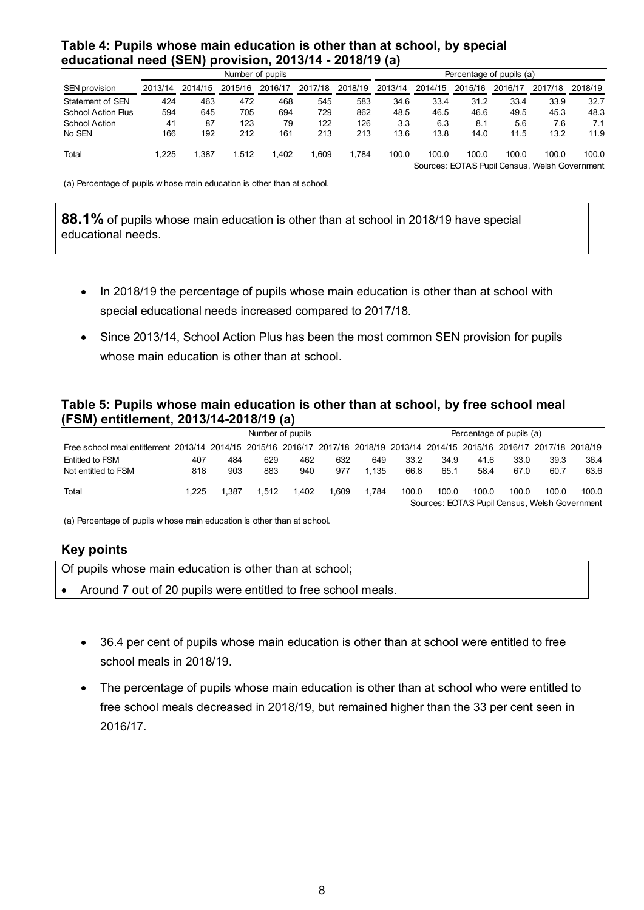### Table 4: Pupils whose main education is other than at school, by special educational need (SEN) provision, 2013/14 - 2018/19 (a)

| | Number of pupils | | | | | | Percentage of pupils (a) | | | | | |
|---|---|---|---|---|---|---|---|---|---|---|---|---|
| SEN provision | 2013/14 | 2014/15 | 2015/16 | 2016/17 | 2017/18 | 2018/19 | 2013/14 | 2014/15 | 2015/16 | 2016/17 | 2017/18 | 2018/19 |
| Statement of SEN | 424 | 463 | 472 | 468 | 545 | 583 | 34.6 | 33.4 | 31.2 | 33.4 | 33.9 | 32.7 |
| School Action Plus | 594 | 645 | 705 | 694 | 729 | 862 | 48.5 | 46.5 | 46.6 | 49.5 | 45.3 | 48.3 |
| School Action | 41 | 87 | 123 | 79 | 122 | 126 | 3.3 | 6.3 | 8.1 | 5.6 | 7.6 | 7.1 |
| No SEN | 166 | 192 | 212 | 161 | 213 | 213 | 13.6 | 13.8 | 14.0 | 11.5 | 13.2 | 11.9 |
| Total | 1,225 | 1,387 | 1,512 | 1,402 | 1,609 | 1,784 | 100.0 | 100.0 | 100.0 | 100.0 | 100.0 | 100.0 |

Sources: EOTAS Pupil Census, Welsh Government

(a) Percentage of pupils whose main education is other than at school.

**88.1%** of pupils whose main education is other than at school in 2018/19 have special educational needs.

- In 2018/19 the percentage of pupils whose main education is other than at school with special educational needs increased compared to 2017/18.
- Since 2013/14, School Action Plus has been the most common SEN provision for pupils whose main education is other than at school.

### Table 5: Pupils whose main education is other than at school, by free school meal (FSM) entitlement, 2013/14-2018/19 (a)

| | Number of pupils | | | | | | Percentage of pupils (a) | | | | | |
|---|---|---|---|---|---|---|---|---|---|---|---|---|
| Free school meal entitlement | 2013/14 | 2014/15 | 2015/16 | 2016/17 | 2017/18 | 2018/19 | 2013/14 | 2014/15 | 2015/16 | 2016/17 | 2017/18 | 2018/19 |
| Entitled to FSM | 407 | 484 | 629 | 462 | 632 | 649 | 33.2 | 34.9 | 41.6 | 33.0 | 39.3 | 36.4 |
| Not entitled to FSM | 818 | 903 | 883 | 940 | 977 | 1,135 | 66.8 | 65.1 | 58.4 | 67.0 | 60.7 | 63.6 |
| Total | 1,225 | 1,387 | 1,512 | 1,402 | 1,609 | 1,784 | 100.0 | 100.0 | 100.0 | 100.0 | 100.0 | 100.0 |

Sources: EOTAS Pupil Census, Welsh Government

(a) Percentage of pupils whose main education is other than at school.

### Key points

Of pupils whose main education is other than at school;

- Around 7 out of 20 pupils were entitled to free school meals.

- 36.4 per cent of pupils whose main education is other than at school were entitled to free school meals in 2018/19.
- The percentage of pupils whose main education is other than at school who were entitled to free school meals decreased in 2018/19, but remained higher than the 33 per cent seen in 2016/17.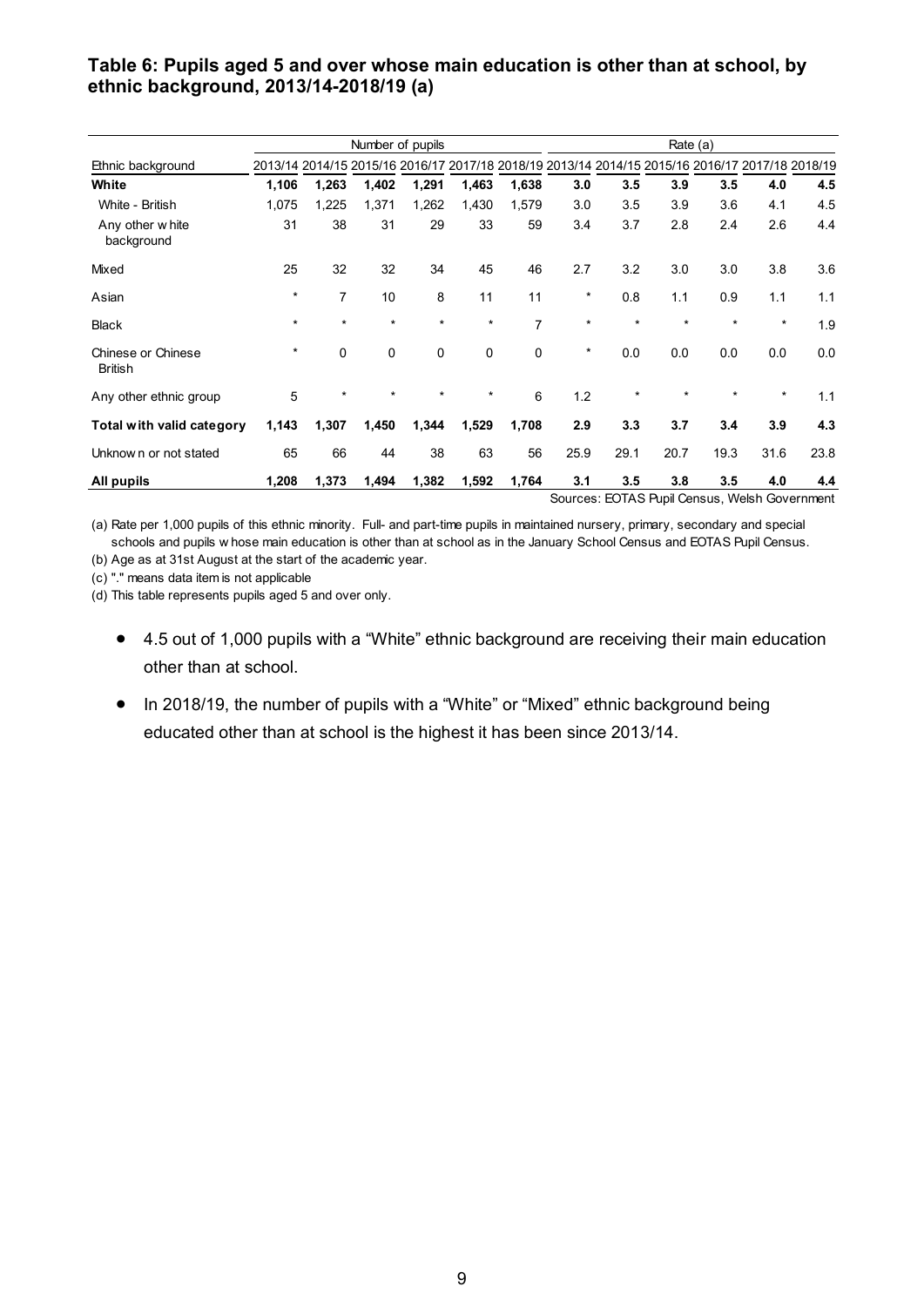### Table 6: Pupils aged 5 and over whose main education is other than at school, by ethnic background, 2013/14-2018/19 (a)

| | Number of pupils | | | | | | Rate (a) | | | | | |
|---|---|---|---|---|---|---|---|---|---|---|---|---|
| Ethnic background | 2013/14 | 2014/15 | 2015/16 | 2016/17 | 2017/18 | 2018/19 | 2013/14 | 2014/15 | 2015/16 | 2016/17 | 2017/18 | 2018/19 |
| **White** | **1,106** | **1,263** | **1,402** | **1,291** | **1,463** | **1,638** | **3.0** | **3.5** | **3.9** | **3.5** | **4.0** | **4.5** |
| White - British | 1,075 | 1,225 | 1,371 | 1,262 | 1,430 | 1,579 | 3.0 | 3.5 | 3.9 | 3.6 | 4.1 | 4.5 |
| Any other white background | 31 | 38 | 31 | 29 | 33 | 59 | 3.4 | 3.7 | 2.8 | 2.4 | 2.6 | 4.4 |
| Mixed | 25 | 32 | 32 | 34 | 45 | 46 | 2.7 | 3.2 | 3.0 | 3.0 | 3.8 | 3.6 |
| Asian | * | 7 | 10 | 8 | 11 | 11 | * | 0.8 | 1.1 | 0.9 | 1.1 | 1.1 |
| Black | * | * | * | * | * | 7 | * | * | * | * | * | 1.9 |
| Chinese or Chinese British | * | 0 | 0 | 0 | 0 | 0 | * | 0.0 | 0.0 | 0.0 | 0.0 | 0.0 |
| Any other ethnic group | 5 | * | * | * | * | 6 | 1.2 | * | * | * | * | 1.1 |
| **Total with valid category** | **1,143** | **1,307** | **1,450** | **1,344** | **1,529** | **1,708** | **2.9** | **3.3** | **3.7** | **3.4** | **3.9** | **4.3** |
| Unknown or not stated | 65 | 66 | 44 | 38 | 63 | 56 | 25.9 | 29.1 | 20.7 | 19.3 | 31.6 | 23.8 |
| **All pupils** | **1,208** | **1,373** | **1,494** | **1,382** | **1,592** | **1,764** | **3.1** | **3.5** | **3.8** | **3.5** | **4.0** | **4.4** |

Sources: EOTAS Pupil Census, Welsh Government

(a) Rate per 1,000 pupils of this ethnic minority. Full- and part-time pupils in maintained nursery, primary, secondary and special schools and pupils whose main education is other than at school as in the January School Census and EOTAS Pupil Census.

(b) Age as at 31st August at the start of the academic year.

(c) "." means data item is not applicable

(d) This table represents pupils aged 5 and over only.

- 4.5 out of 1,000 pupils with a "White" ethnic background are receiving their main education other than at school.
- In 2018/19, the number of pupils with a "White" or "Mixed" ethnic background being educated other than at school is the highest it has been since 2013/14.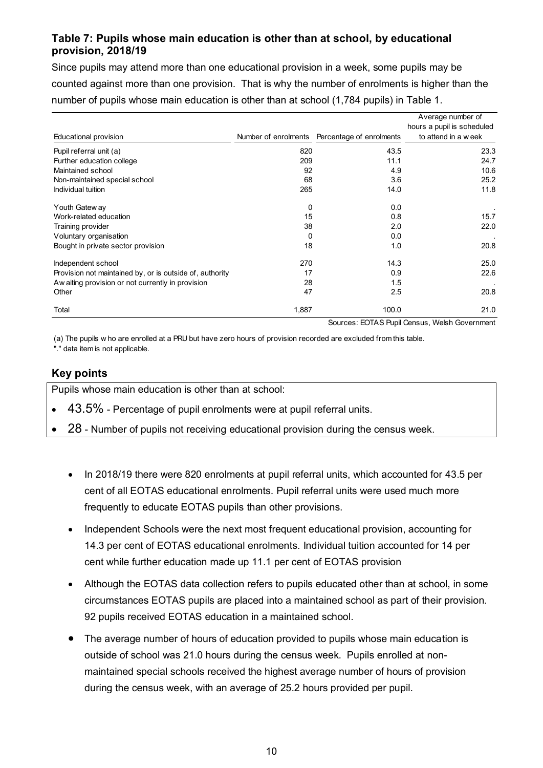### Table 7: Pupils whose main education is other than at school, by educational provision, 2018/19

Since pupils may attend more than one educational provision in a week, some pupils may be counted against more than one provision. That is why the number of enrolments is higher than the number of pupils whose main education is other than at school (1,784 pupils) in Table 1.

| Educational provision | Number of enrolments | Percentage of enrolments | Average number of hours a pupil is scheduled to attend in a week |
|---|---|---|---|
| Pupil referral unit (a) | 820 | 43.5 | 23.3 |
| Further education college | 209 | 11.1 | 24.7 |
| Maintained school | 92 | 4.9 | 10.6 |
| Non-maintained special school | 68 | 3.6 | 25.2 |
| Individual tuition | 265 | 14.0 | 11.8 |
| Youth Gateway | 0 | 0.0 | . |
| Work-related education | 15 | 0.8 | 15.7 |
| Training provider | 38 | 2.0 | 22.0 |
| Voluntary organisation | 0 | 0.0 | . |
| Bought in private sector provision | 18 | 1.0 | 20.8 |
| Independent school | 270 | 14.3 | 25.0 |
| Provision not maintained by, or is outside of, authority | 17 | 0.9 | 22.6 |
| Awaiting provision or not currently in provision | 28 | 1.5 | . |
| Other | 47 | 2.5 | 20.8 |
| Total | 1,887 | 100.0 | 21.0 |

Sources: EOTAS Pupil Census, Welsh Government

(a) The pupils who are enrolled at a PRU but have zero hours of provision recorded are excluded from this table.
"." data item is not applicable.

### Key points

Pupils whose main education is other than at school:

- 43.5% - Percentage of pupil enrolments were at pupil referral units.
- 28 - Number of pupils not receiving educational provision during the census week.

- In 2018/19 there were 820 enrolments at pupil referral units, which accounted for 43.5 per cent of all EOTAS educational enrolments. Pupil referral units were used much more frequently to educate EOTAS pupils than other provisions.
- Independent Schools were the next most frequent educational provision, accounting for 14.3 per cent of EOTAS educational enrolments. Individual tuition accounted for 14 per cent while further education made up 11.1 per cent of EOTAS provision
- Although the EOTAS data collection refers to pupils educated other than at school, in some circumstances EOTAS pupils are placed into a maintained school as part of their provision. 92 pupils received EOTAS education in a maintained school.
- The average number of hours of education provided to pupils whose main education is outside of school was 21.0 hours during the census week. Pupils enrolled at non-maintained special schools received the highest average number of hours of provision during the census week, with an average of 25.2 hours provided per pupil.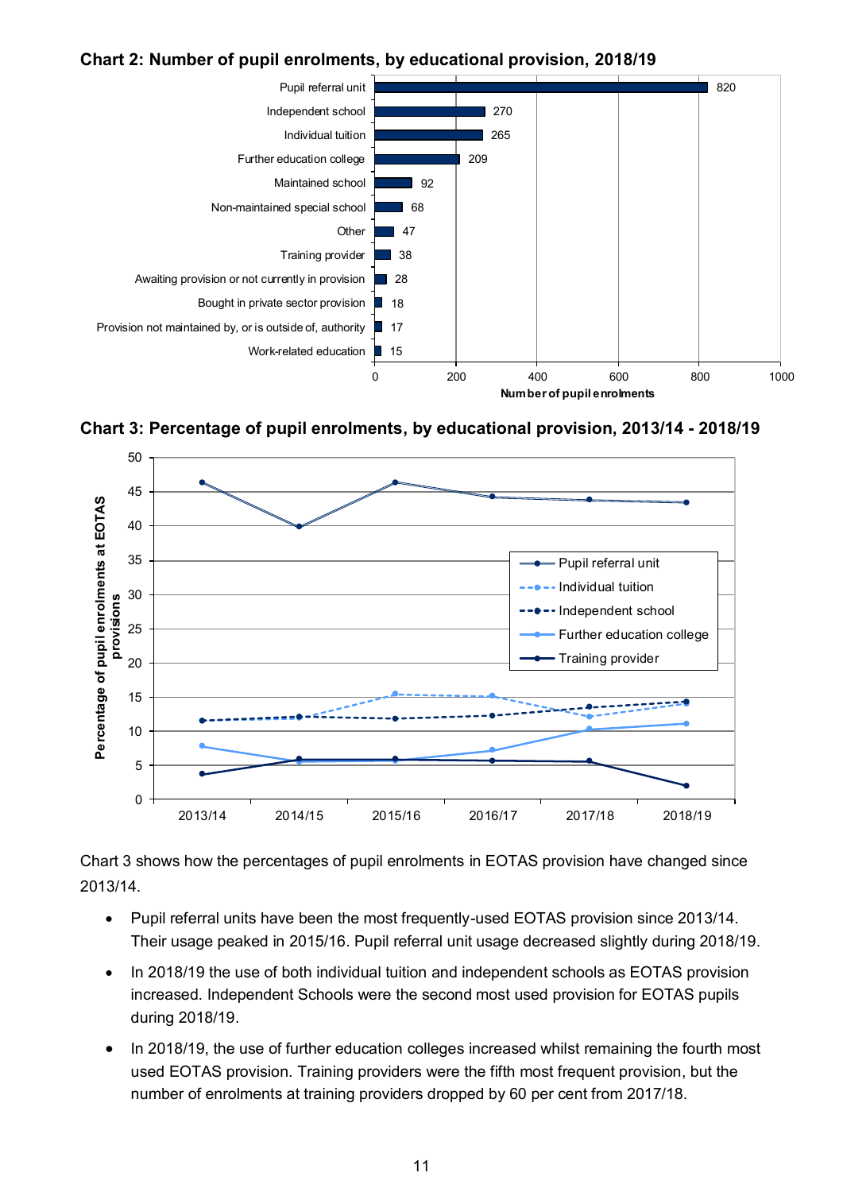**Chart 2: Number of pupil enrolments, by educational provision, 2018/19**

| Educational provision | Number of pupil enrolments |
|---|---|
| Pupil referral unit | 820 |
| Independent school | 270 |
| Individual tuition | 265 |
| Further education college | 209 |
| Maintained school | 92 |
| Non-maintained special school | 68 |
| Other | 47 |
| Training provider | 38 |
| Awaiting provision or not currently in provision | 28 |
| Bought in private sector provision | 18 |
| Provision not maintained by, or is outside of, authority | 17 |
| Work-related education | 15 |

**Chart 3: Percentage of pupil enrolments, by educational provision, 2013/14 - 2018/19**

Chart 3 shows how the percentages of pupil enrolments in EOTAS provision have changed since 2013/14.

- Pupil referral units have been the most frequently-used EOTAS provision since 2013/14. Their usage peaked in 2015/16. Pupil referral unit usage decreased slightly during 2018/19.
- In 2018/19 the use of both individual tuition and independent schools as EOTAS provision increased. Independent Schools were the second most used provision for EOTAS pupils during 2018/19.
- In 2018/19, the use of further education colleges increased whilst remaining the fourth most used EOTAS provision. Training providers were the fifth most frequent provision, but the number of enrolments at training providers dropped by 60 per cent from 2017/18.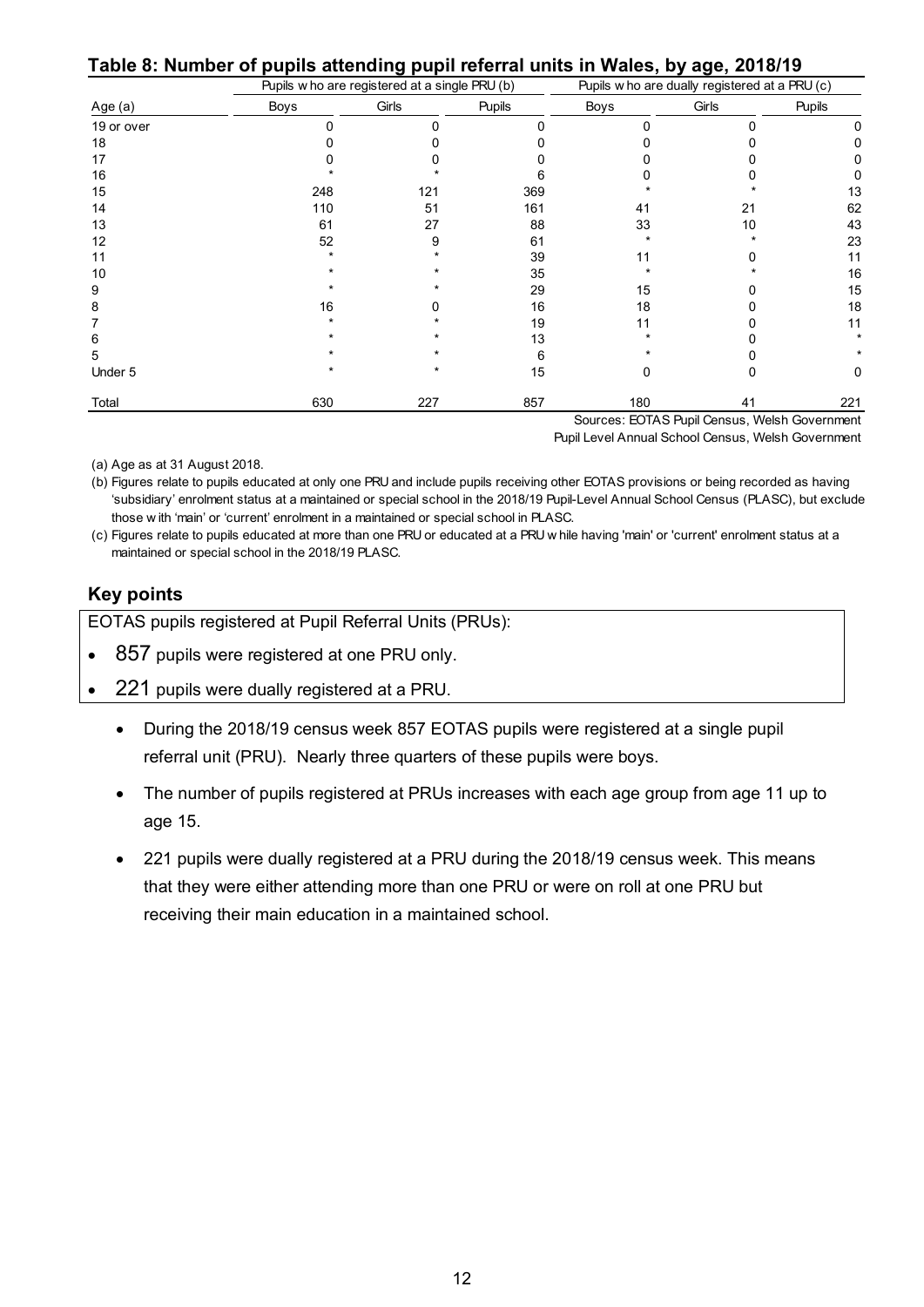### Table 8: Number of pupils attending pupil referral units in Wales, by age, 2018/19

| Age (a) | Pupils who are registered at a single PRU (b) | | | Pupils who are dually registered at a PRU (c) | | |
|---|---|---|---|---|---|---|
| | Boys | Girls | Pupils | Boys | Girls | Pupils |
| 19 or over | 0 | 0 | 0 | 0 | 0 | 0 |
| 18 | 0 | 0 | 0 | 0 | 0 | 0 |
| 17 | 0 | 0 | 0 | 0 | 0 | 0 |
| 16 | * | * | 6 | 0 | 0 | 0 |
| 15 | 248 | 121 | 369 | * | * | 13 |
| 14 | 110 | 51 | 161 | 41 | 21 | 62 |
| 13 | 61 | 27 | 88 | 33 | 10 | 43 |
| 12 | 52 | 9 | 61 | * | * | 23 |
| 11 | * | * | 39 | 11 | 0 | 11 |
| 10 | * | * | 35 | * | * | 16 |
| 9 | * | * | 29 | 15 | 0 | 15 |
| 8 | 16 | 0 | 16 | 18 | 0 | 18 |
| 7 | * | * | 19 | 11 | 0 | 11 |
| 6 | * | * | 13 | * | 0 | * |
| 5 | * | * | 6 | * | 0 | * |
| Under 5 | * | * | 15 | 0 | 0 | 0 |
| Total | 630 | 227 | 857 | 180 | 41 | 221 |

Sources: EOTAS Pupil Census, Welsh Government
Pupil Level Annual School Census, Welsh Government

(a) Age as at 31 August 2018.

(b) Figures relate to pupils educated at only one PRU and include pupils receiving other EOTAS provisions or being recorded as having 'subsidiary' enrolment status at a maintained or special school in the 2018/19 Pupil-Level Annual School Census (PLASC), but exclude those with 'main' or 'current' enrolment in a maintained or special school in PLASC.

(c) Figures relate to pupils educated at more than one PRU or educated at a PRU while having 'main' or 'current' enrolment status at a maintained or special school in the 2018/19 PLASC.

## Key points

EOTAS pupils registered at Pupil Referral Units (PRUs):

- 857 pupils were registered at one PRU only.
- 221 pupils were dually registered at a PRU.

- During the 2018/19 census week 857 EOTAS pupils were registered at a single pupil referral unit (PRU). Nearly three quarters of these pupils were boys.
- The number of pupils registered at PRUs increases with each age group from age 11 up to age 15.
- 221 pupils were dually registered at a PRU during the 2018/19 census week. This means that they were either attending more than one PRU or were on roll at one PRU but receiving their main education in a maintained school.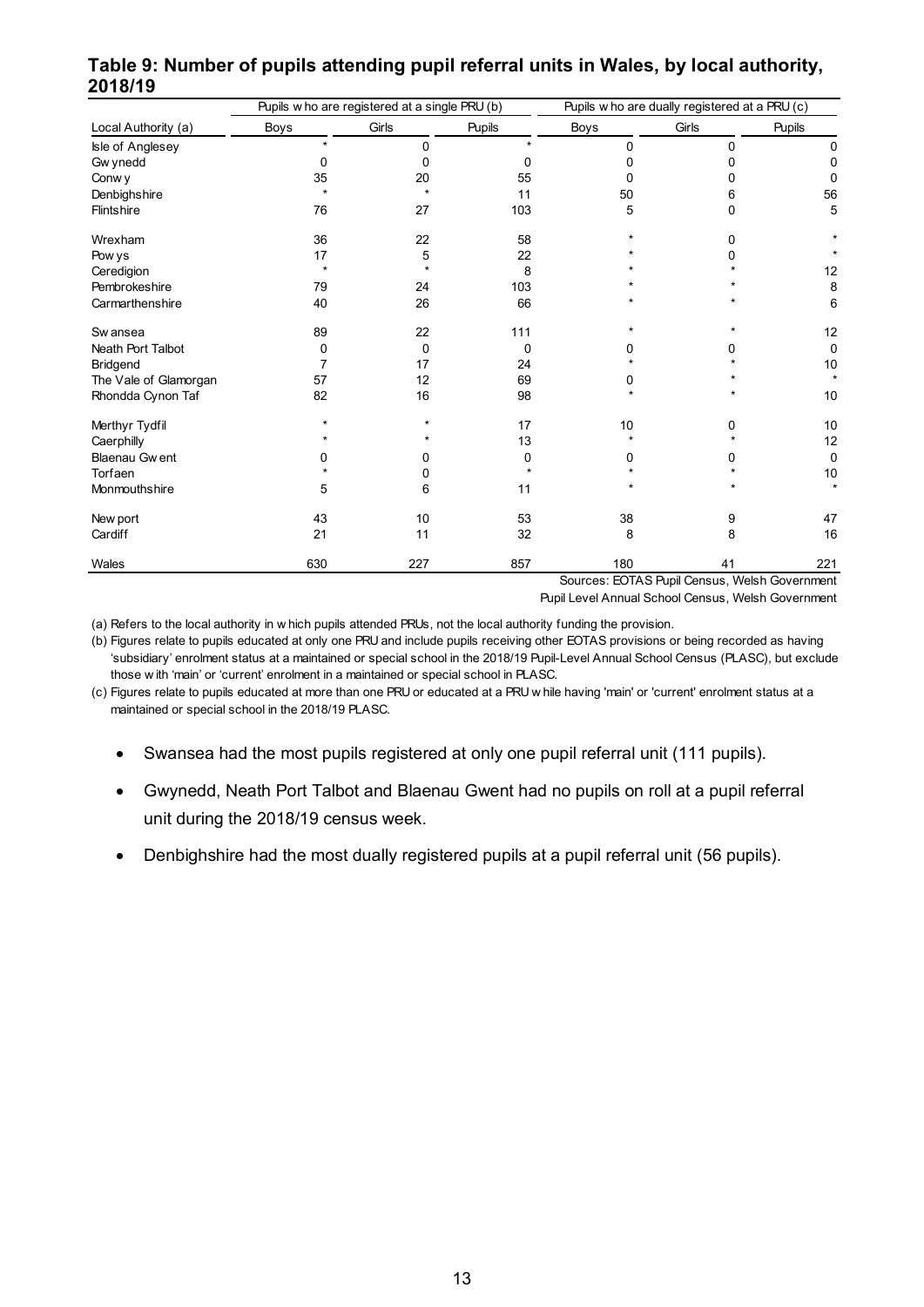## Table 9: Number of pupils attending pupil referral units in Wales, by local authority, 2018/19

| | Pupils who are registered at a single PRU (b) | | | Pupils who are dually registered at a PRU (c) | | |
|---|---|---|---|---|---|---|
| Local Authority (a) | Boys | Girls | Pupils | Boys | Girls | Pupils |
| Isle of Anglesey | * | 0 | * | 0 | 0 | 0 |
| Gwynedd | 0 | 0 | 0 | 0 | 0 | 0 |
| Conwy | 35 | 20 | 55 | 0 | 0 | 0 |
| Denbighshire | * | * | 11 | 50 | 6 | 56 |
| Flintshire | 76 | 27 | 103 | 5 | 0 | 5 |
| Wrexham | 36 | 22 | 58 | * | 0 | * |
| Powys | 17 | 5 | 22 | * | 0 | * |
| Ceredigion | * | * | 8 | * | * | 12 |
| Pembrokeshire | 79 | 24 | 103 | * | * | 8 |
| Carmarthenshire | 40 | 26 | 66 | * | * | 6 |
| Swansea | 89 | 22 | 111 | * | * | 12 |
| Neath Port Talbot | 0 | 0 | 0 | 0 | 0 | 0 |
| Bridgend | 7 | 17 | 24 | * | * | 10 |
| The Vale of Glamorgan | 57 | 12 | 69 | 0 | * | * |
| Rhondda Cynon Taf | 82 | 16 | 98 | * | * | 10 |
| Merthyr Tydfil | * | * | 17 | 10 | 0 | 10 |
| Caerphilly | * | * | 13 | * | * | 12 |
| Blaenau Gwent | 0 | 0 | 0 | 0 | 0 | 0 |
| Torfaen | * | 0 | * | * | * | 10 |
| Monmouthshire | 5 | 6 | 11 | * | * | * |
| Newport | 43 | 10 | 53 | 38 | 9 | 47 |
| Cardiff | 21 | 11 | 32 | 8 | 8 | 16 |
| Wales | 630 | 227 | 857 | 180 | 41 | 221 |

Sources: EOTAS Pupil Census, Welsh Government
Pupil Level Annual School Census, Welsh Government

(a) Refers to the local authority in which pupils attended PRUs, not the local authority funding the provision.

(b) Figures relate to pupils educated at only one PRU and include pupils receiving other EOTAS provisions or being recorded as having 'subsidiary' enrolment status at a maintained or special school in the 2018/19 Pupil-Level Annual School Census (PLASC), but exclude those with 'main' or 'current' enrolment in a maintained or special school in PLASC.

(c) Figures relate to pupils educated at more than one PRU or educated at a PRU while having 'main' or 'current' enrolment status at a maintained or special school in the 2018/19 PLASC.

- Swansea had the most pupils registered at only one pupil referral unit (111 pupils).
- Gwynedd, Neath Port Talbot and Blaenau Gwent had no pupils on roll at a pupil referral unit during the 2018/19 census week.
- Denbighshire had the most dually registered pupils at a pupil referral unit (56 pupils).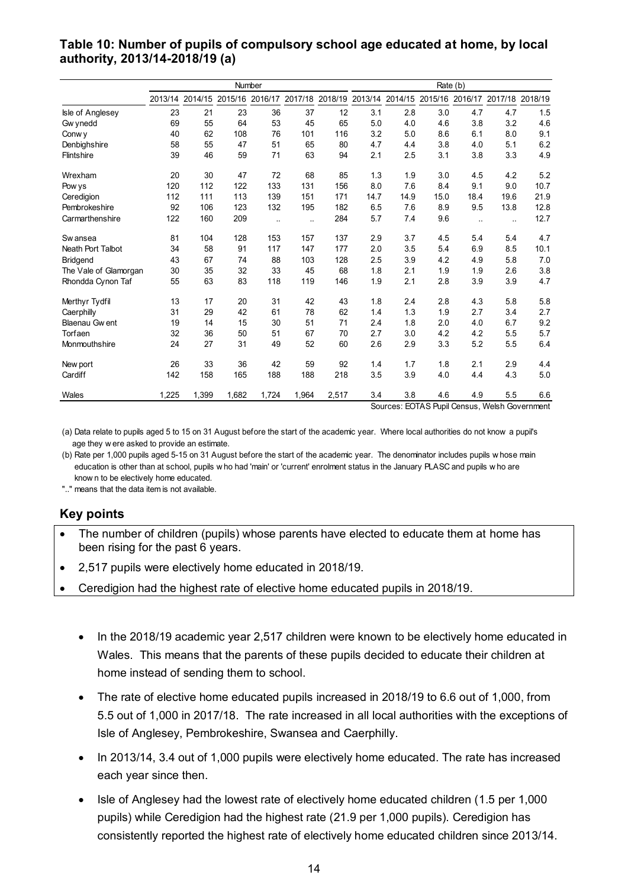## Table 10: Number of pupils of compulsory school age educated at home, by local authority, 2013/14-2018/19 (a)

| | Number | | | | | | Rate (b) | | | | | |
|---|---|---|---|---|---|---|---|---|---|---|---|---|
| | 2013/14 | 2014/15 | 2015/16 | 2016/17 | 2017/18 | 2018/19 | 2013/14 | 2014/15 | 2015/16 | 2016/17 | 2017/18 | 2018/19 |
| Isle of Anglesey | 23 | 21 | 23 | 36 | 37 | 12 | 3.1 | 2.8 | 3.0 | 4.7 | 4.7 | 1.5 |
| Gwynedd | 69 | 55 | 64 | 53 | 45 | 65 | 5.0 | 4.0 | 4.6 | 3.8 | 3.2 | 4.6 |
| Conwy | 40 | 62 | 108 | 76 | 101 | 116 | 3.2 | 5.0 | 8.6 | 6.1 | 8.0 | 9.1 |
| Denbighshire | 58 | 55 | 47 | 51 | 65 | 80 | 4.7 | 4.4 | 3.8 | 4.0 | 5.1 | 6.2 |
| Flintshire | 39 | 46 | 59 | 71 | 63 | 94 | 2.1 | 2.5 | 3.1 | 3.8 | 3.3 | 4.9 |
| Wrexham | 20 | 30 | 47 | 72 | 68 | 85 | 1.3 | 1.9 | 3.0 | 4.5 | 4.2 | 5.2 |
| Powys | 120 | 112 | 122 | 133 | 131 | 156 | 8.0 | 7.6 | 8.4 | 9.1 | 9.0 | 10.7 |
| Ceredigion | 112 | 111 | 113 | 139 | 151 | 171 | 14.7 | 14.9 | 15.0 | 18.4 | 19.6 | 21.9 |
| Pembrokeshire | 92 | 106 | 123 | 132 | 195 | 182 | 6.5 | 7.6 | 8.9 | 9.5 | 13.8 | 12.8 |
| Carmarthenshire | 122 | 160 | 209 | .. | .. | 284 | 5.7 | 7.4 | 9.6 | .. | .. | 12.7 |
| Swansea | 81 | 104 | 128 | 153 | 157 | 137 | 2.9 | 3.7 | 4.5 | 5.4 | 5.4 | 4.7 |
| Neath Port Talbot | 34 | 58 | 91 | 117 | 147 | 177 | 2.0 | 3.5 | 5.4 | 6.9 | 8.5 | 10.1 |
| Bridgend | 43 | 67 | 74 | 88 | 103 | 128 | 2.5 | 3.9 | 4.2 | 4.9 | 5.8 | 7.0 |
| The Vale of Glamorgan | 30 | 35 | 32 | 33 | 45 | 68 | 1.8 | 2.1 | 1.9 | 1.9 | 2.6 | 3.8 |
| Rhondda Cynon Taf | 55 | 63 | 83 | 118 | 119 | 146 | 1.9 | 2.1 | 2.8 | 3.9 | 3.9 | 4.7 |
| Merthyr Tydfil | 13 | 17 | 20 | 31 | 42 | 43 | 1.8 | 2.4 | 2.8 | 4.3 | 5.8 | 5.8 |
| Caerphilly | 31 | 29 | 42 | 61 | 78 | 62 | 1.4 | 1.3 | 1.9 | 2.7 | 3.4 | 2.7 |
| Blaenau Gwent | 19 | 14 | 15 | 30 | 51 | 71 | 2.4 | 1.8 | 2.0 | 4.0 | 6.7 | 9.2 |
| Torfaen | 32 | 36 | 50 | 51 | 67 | 70 | 2.7 | 3.0 | 4.2 | 4.2 | 5.5 | 5.7 |
| Monmouthshire | 24 | 27 | 31 | 49 | 52 | 60 | 2.6 | 2.9 | 3.3 | 5.2 | 5.5 | 6.4 |
| Newport | 26 | 33 | 36 | 42 | 59 | 92 | 1.4 | 1.7 | 1.8 | 2.1 | 2.9 | 4.4 |
| Cardiff | 142 | 158 | 165 | 188 | 188 | 218 | 3.5 | 3.9 | 4.0 | 4.4 | 4.3 | 5.0 |
| Wales | 1,225 | 1,399 | 1,682 | 1,724 | 1,964 | 2,517 | 3.4 | 3.8 | 4.6 | 4.9 | 5.5 | 6.6 |

Sources: EOTAS Pupil Census, Welsh Government

(a) Data relate to pupils aged 5 to 15 on 31 August before the start of the academic year. Where local authorities do not know a pupil's age they were asked to provide an estimate.

(b) Rate per 1,000 pupils aged 5-15 on 31 August before the start of the academic year. The denominator includes pupils whose main education is other than at school, pupils who had 'main' or 'current' enrolment status in the January PLASC and pupils who are known to be electively home educated.

".." means that the data item is not available.

### Key points

- The number of children (pupils) whose parents have elected to educate them at home has been rising for the past 6 years.
- 2,517 pupils were electively home educated in 2018/19.
- Ceredigion had the highest rate of elective home educated pupils in 2018/19.

- In the 2018/19 academic year 2,517 children were known to be electively home educated in Wales. This means that the parents of these pupils decided to educate their children at home instead of sending them to school.
- The rate of elective home educated pupils increased in 2018/19 to 6.6 out of 1,000, from 5.5 out of 1,000 in 2017/18. The rate increased in all local authorities with the exceptions of Isle of Anglesey, Pembrokeshire, Swansea and Caerphilly.
- In 2013/14, 3.4 out of 1,000 pupils were electively home educated. The rate has increased each year since then.
- Isle of Anglesey had the lowest rate of electively home educated children (1.5 per 1,000 pupils) while Ceredigion had the highest rate (21.9 per 1,000 pupils). Ceredigion has consistently reported the highest rate of electively home educated children since 2013/14.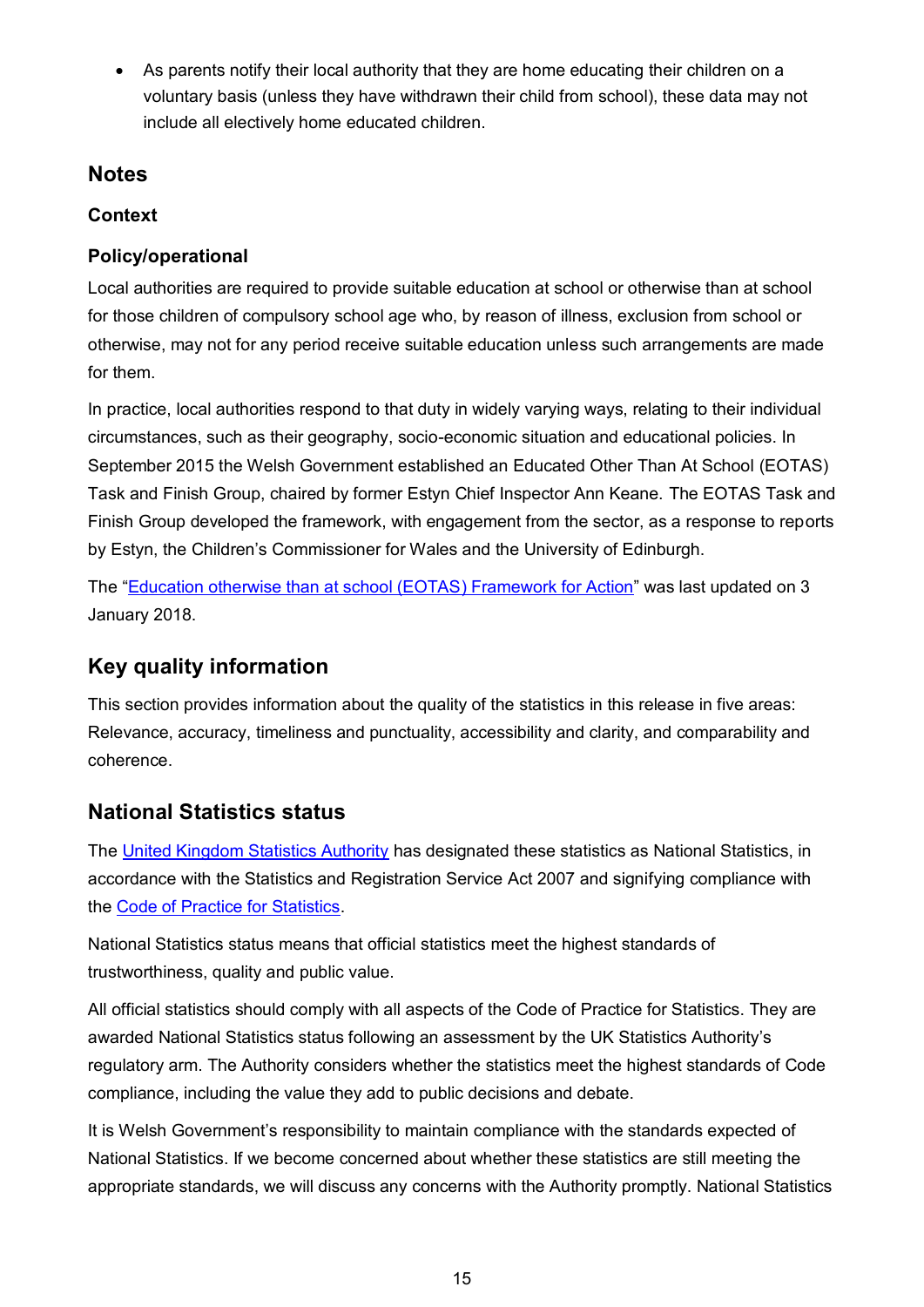- As parents notify their local authority that they are home educating their children on a voluntary basis (unless they have withdrawn their child from school), these data may not include all electively home educated children.

## Notes

### Context

### Policy/operational

Local authorities are required to provide suitable education at school or otherwise than at school for those children of compulsory school age who, by reason of illness, exclusion from school or otherwise, may not for any period receive suitable education unless such arrangements are made for them.

In practice, local authorities respond to that duty in widely varying ways, relating to their individual circumstances, such as their geography, socio-economic situation and educational policies. In September 2015 the Welsh Government established an Educated Other Than At School (EOTAS) Task and Finish Group, chaired by former Estyn Chief Inspector Ann Keane. The EOTAS Task and Finish Group developed the framework, with engagement from the sector, as a response to reports by Estyn, the Children's Commissioner for Wales and the University of Edinburgh.

The "Education otherwise than at school (EOTAS) Framework for Action" was last updated on 3 January 2018.

## Key quality information

This section provides information about the quality of the statistics in this release in five areas: Relevance, accuracy, timeliness and punctuality, accessibility and clarity, and comparability and coherence.

## National Statistics status

The United Kingdom Statistics Authority has designated these statistics as National Statistics, in accordance with the Statistics and Registration Service Act 2007 and signifying compliance with the Code of Practice for Statistics.

National Statistics status means that official statistics meet the highest standards of trustworthiness, quality and public value.

All official statistics should comply with all aspects of the Code of Practice for Statistics. They are awarded National Statistics status following an assessment by the UK Statistics Authority's regulatory arm. The Authority considers whether the statistics meet the highest standards of Code compliance, including the value they add to public decisions and debate.

It is Welsh Government's responsibility to maintain compliance with the standards expected of National Statistics. If we become concerned about whether these statistics are still meeting the appropriate standards, we will discuss any concerns with the Authority promptly. National Statistics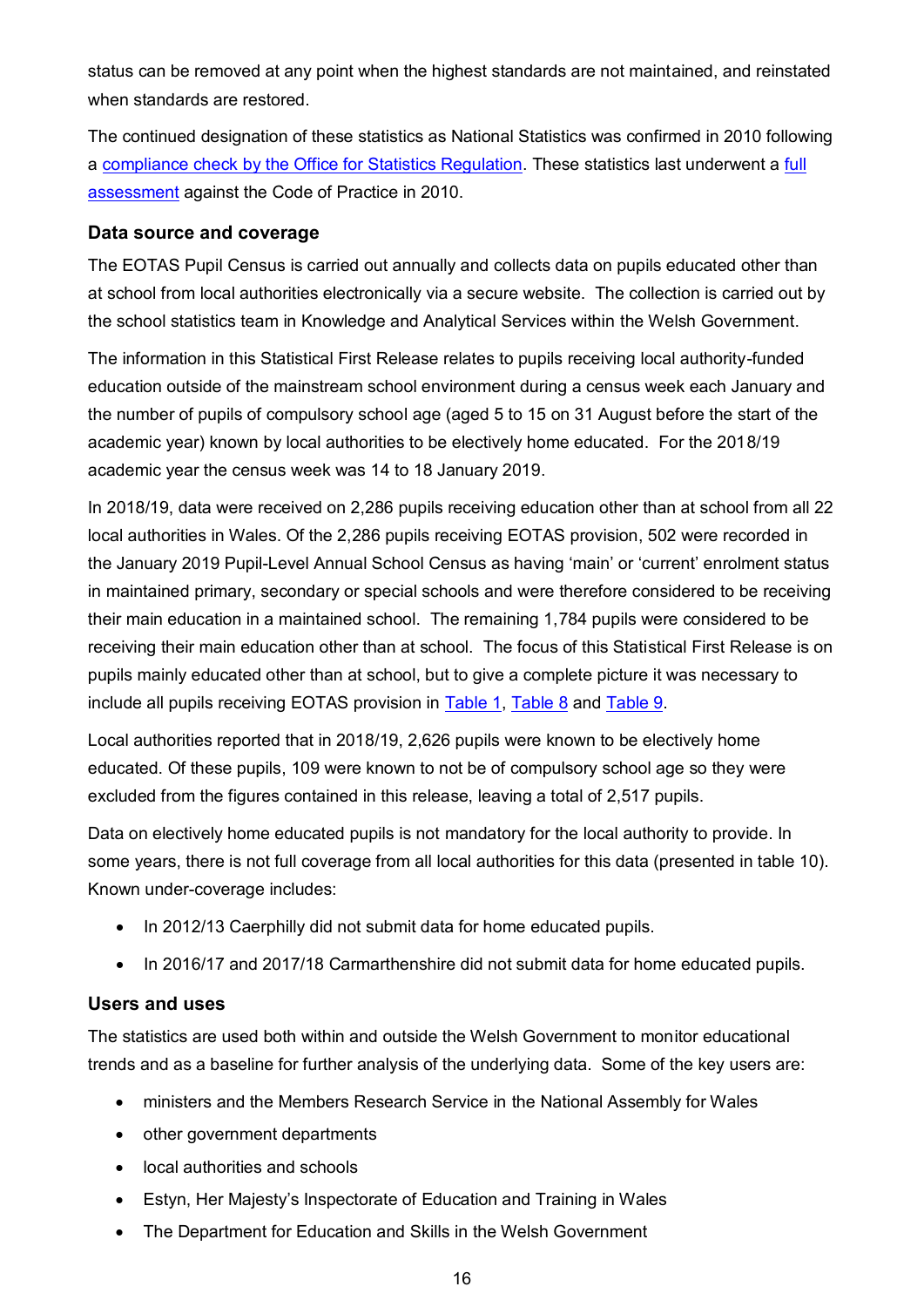status can be removed at any point when the highest standards are not maintained, and reinstated when standards are restored.

The continued designation of these statistics as National Statistics was confirmed in 2010 following a compliance check by the Office for Statistics Regulation. These statistics last underwent a full assessment against the Code of Practice in 2010.

### Data source and coverage

The EOTAS Pupil Census is carried out annually and collects data on pupils educated other than at school from local authorities electronically via a secure website. The collection is carried out by the school statistics team in Knowledge and Analytical Services within the Welsh Government.

The information in this Statistical First Release relates to pupils receiving local authority-funded education outside of the mainstream school environment during a census week each January and the number of pupils of compulsory school age (aged 5 to 15 on 31 August before the start of the academic year) known by local authorities to be electively home educated. For the 2018/19 academic year the census week was 14 to 18 January 2019.

In 2018/19, data were received on 2,286 pupils receiving education other than at school from all 22 local authorities in Wales. Of the 2,286 pupils receiving EOTAS provision, 502 were recorded in the January 2019 Pupil-Level Annual School Census as having 'main' or 'current' enrolment status in maintained primary, secondary or special schools and were therefore considered to be receiving their main education in a maintained school. The remaining 1,784 pupils were considered to be receiving their main education other than at school. The focus of this Statistical First Release is on pupils mainly educated other than at school, but to give a complete picture it was necessary to include all pupils receiving EOTAS provision in Table 1, Table 8 and Table 9.

Local authorities reported that in 2018/19, 2,626 pupils were known to be electively home educated. Of these pupils, 109 were known to not be of compulsory school age so they were excluded from the figures contained in this release, leaving a total of 2,517 pupils.

Data on electively home educated pupils is not mandatory for the local authority to provide. In some years, there is not full coverage from all local authorities for this data (presented in table 10). Known under-coverage includes:

- In 2012/13 Caerphilly did not submit data for home educated pupils.
- In 2016/17 and 2017/18 Carmarthenshire did not submit data for home educated pupils.

### Users and uses

The statistics are used both within and outside the Welsh Government to monitor educational trends and as a baseline for further analysis of the underlying data. Some of the key users are:

- ministers and the Members Research Service in the National Assembly for Wales
- other government departments
- local authorities and schools
- Estyn, Her Majesty's Inspectorate of Education and Training in Wales
- The Department for Education and Skills in the Welsh Government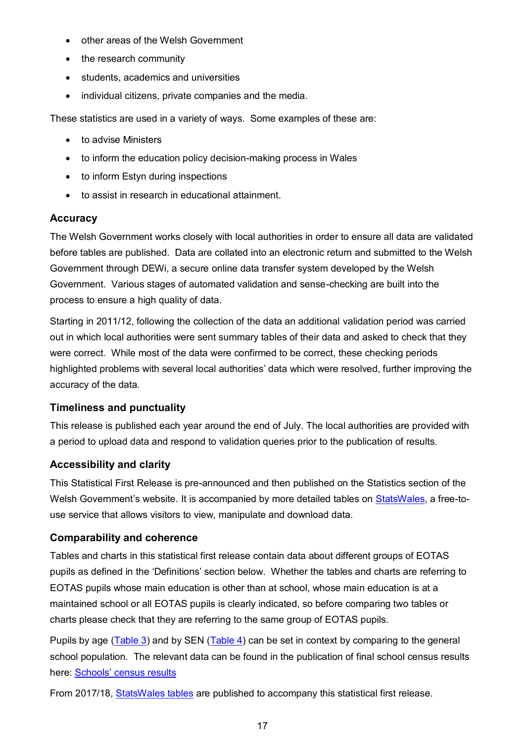- other areas of the Welsh Government
- the research community
- students, academics and universities
- individual citizens, private companies and the media.

These statistics are used in a variety of ways. Some examples of these are:

- to advise Ministers
- to inform the education policy decision-making process in Wales
- to inform Estyn during inspections
- to assist in research in educational attainment.

### Accuracy

The Welsh Government works closely with local authorities in order to ensure all data are validated before tables are published. Data are collated into an electronic return and submitted to the Welsh Government through DEWi, a secure online data transfer system developed by the Welsh Government. Various stages of automated validation and sense-checking are built into the process to ensure a high quality of data.

Starting in 2011/12, following the collection of the data an additional validation period was carried out in which local authorities were sent summary tables of their data and asked to check that they were correct. While most of the data were confirmed to be correct, these checking periods highlighted problems with several local authorities' data which were resolved, further improving the accuracy of the data.

### Timeliness and punctuality

This release is published each year around the end of July. The local authorities are provided with a period to upload data and respond to validation queries prior to the publication of results.

### Accessibility and clarity

This Statistical First Release is pre-announced and then published on the Statistics section of the Welsh Government's website. It is accompanied by more detailed tables on StatsWales, a free-to-use service that allows visitors to view, manipulate and download data.

### Comparability and coherence

Tables and charts in this statistical first release contain data about different groups of EOTAS pupils as defined in the 'Definitions' section below. Whether the tables and charts are referring to EOTAS pupils whose main education is other than at school, whose main education is at a maintained school or all EOTAS pupils is clearly indicated, so before comparing two tables or charts please check that they are referring to the same group of EOTAS pupils.

Pupils by age (Table 3) and by SEN (Table 4) can be set in context by comparing to the general school population. The relevant data can be found in the publication of final school census results here: Schools' census results

From 2017/18, StatsWales tables are published to accompany this statistical first release.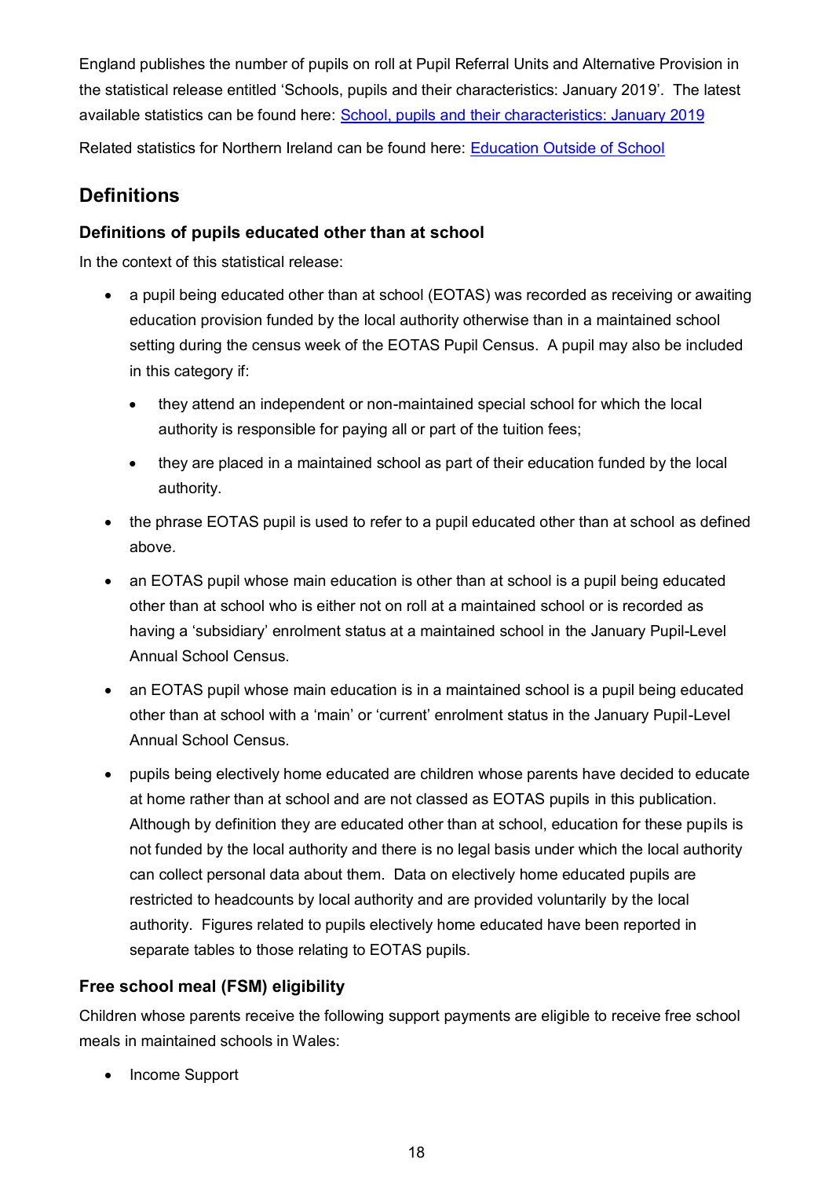England publishes the number of pupils on roll at Pupil Referral Units and Alternative Provision in the statistical release entitled 'Schools, pupils and their characteristics: January 2019'. The latest available statistics can be found here: [School, pupils and their characteristics: January 2019]

Related statistics for Northern Ireland can be found here: [Education Outside of School]

## Definitions

### Definitions of pupils educated other than at school

In the context of this statistical release:

- a pupil being educated other than at school (EOTAS) was recorded as receiving or awaiting education provision funded by the local authority otherwise than in a maintained school setting during the census week of the EOTAS Pupil Census. A pupil may also be included in this category if:
  - they attend an independent or non-maintained special school for which the local authority is responsible for paying all or part of the tuition fees;
  - they are placed in a maintained school as part of their education funded by the local authority.
- the phrase EOTAS pupil is used to refer to a pupil educated other than at school as defined above.
- an EOTAS pupil whose main education is other than at school is a pupil being educated other than at school who is either not on roll at a maintained school or is recorded as having a 'subsidiary' enrolment status at a maintained school in the January Pupil-Level Annual School Census.
- an EOTAS pupil whose main education is in a maintained school is a pupil being educated other than at school with a 'main' or 'current' enrolment status in the January Pupil-Level Annual School Census.
- pupils being electively home educated are children whose parents have decided to educate at home rather than at school and are not classed as EOTAS pupils in this publication. Although by definition they are educated other than at school, education for these pupils is not funded by the local authority and there is no legal basis under which the local authority can collect personal data about them. Data on electively home educated pupils are restricted to headcounts by local authority and are provided voluntarily by the local authority. Figures related to pupils electively home educated have been reported in separate tables to those relating to EOTAS pupils.

### Free school meal (FSM) eligibility

Children whose parents receive the following support payments are eligible to receive free school meals in maintained schools in Wales:

- Income Support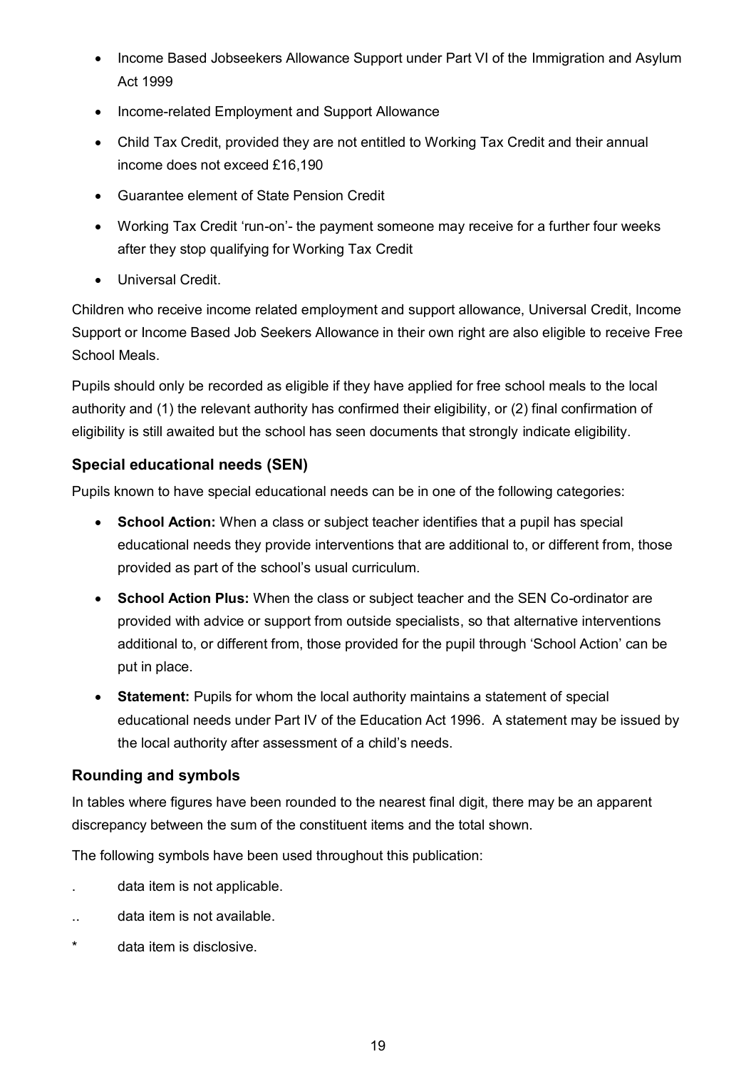- Income Based Jobseekers Allowance Support under Part VI of the Immigration and Asylum Act 1999
- Income-related Employment and Support Allowance
- Child Tax Credit, provided they are not entitled to Working Tax Credit and their annual income does not exceed £16,190
- Guarantee element of State Pension Credit
- Working Tax Credit 'run-on'- the payment someone may receive for a further four weeks after they stop qualifying for Working Tax Credit
- Universal Credit.

Children who receive income related employment and support allowance, Universal Credit, Income Support or Income Based Job Seekers Allowance in their own right are also eligible to receive Free School Meals.

Pupils should only be recorded as eligible if they have applied for free school meals to the local authority and (1) the relevant authority has confirmed their eligibility, or (2) final confirmation of eligibility is still awaited but the school has seen documents that strongly indicate eligibility.

### Special educational needs (SEN)

Pupils known to have special educational needs can be in one of the following categories:

- **School Action:** When a class or subject teacher identifies that a pupil has special educational needs they provide interventions that are additional to, or different from, those provided as part of the school's usual curriculum.
- **School Action Plus:** When the class or subject teacher and the SEN Co-ordinator are provided with advice or support from outside specialists, so that alternative interventions additional to, or different from, those provided for the pupil through 'School Action' can be put in place.
- **Statement:** Pupils for whom the local authority maintains a statement of special educational needs under Part IV of the Education Act 1996. A statement may be issued by the local authority after assessment of a child's needs.

### Rounding and symbols

In tables where figures have been rounded to the nearest final digit, there may be an apparent discrepancy between the sum of the constituent items and the total shown.

The following symbols have been used throughout this publication:

. data item is not applicable.

.. data item is not available.

* data item is disclosive.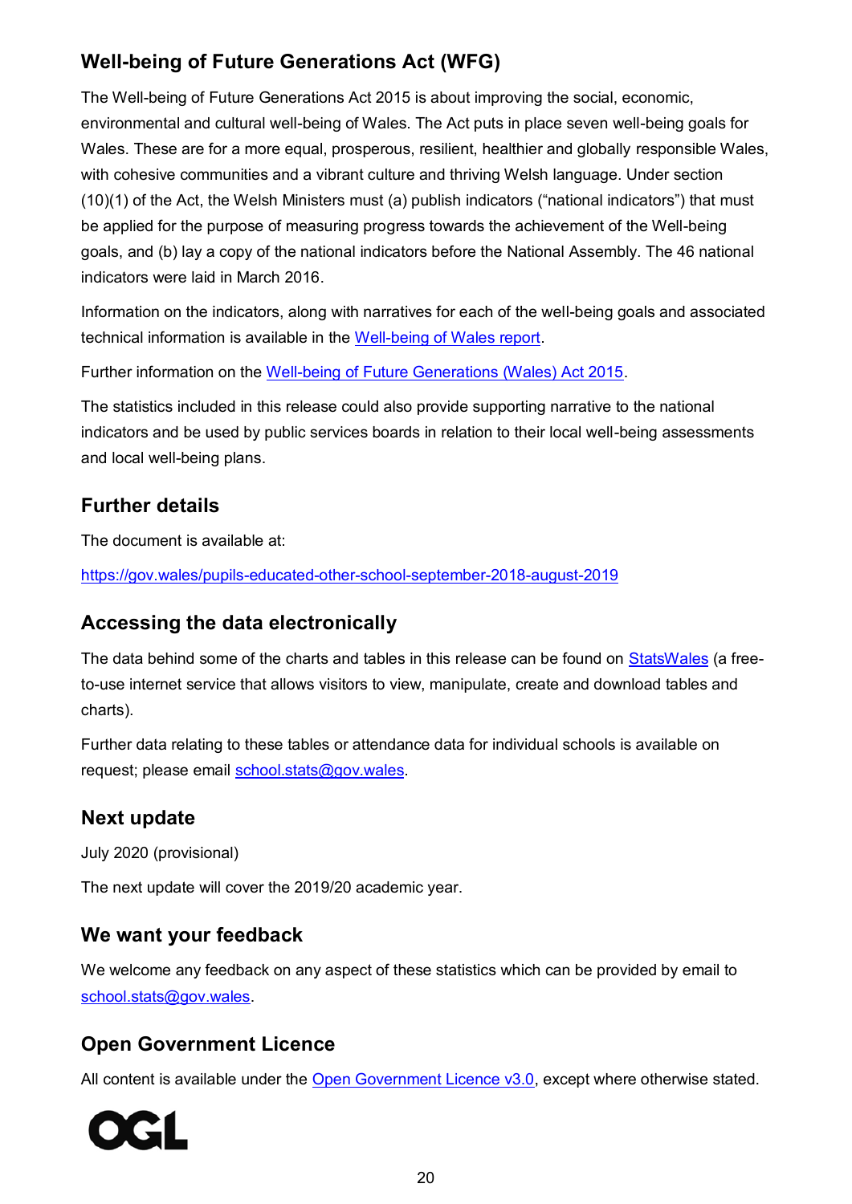## Well-being of Future Generations Act (WFG)

The Well-being of Future Generations Act 2015 is about improving the social, economic, environmental and cultural well-being of Wales. The Act puts in place seven well-being goals for Wales. These are for a more equal, prosperous, resilient, healthier and globally responsible Wales, with cohesive communities and a vibrant culture and thriving Welsh language. Under section (10)(1) of the Act, the Welsh Ministers must (a) publish indicators ("national indicators") that must be applied for the purpose of measuring progress towards the achievement of the Well-being goals, and (b) lay a copy of the national indicators before the National Assembly. The 46 national indicators were laid in March 2016.

Information on the indicators, along with narratives for each of the well-being goals and associated technical information is available in the Well-being of Wales report.

Further information on the Well-being of Future Generations (Wales) Act 2015.

The statistics included in this release could also provide supporting narrative to the national indicators and be used by public services boards in relation to their local well-being assessments and local well-being plans.

## Further details

The document is available at:

https://gov.wales/pupils-educated-other-school-september-2018-august-2019

## Accessing the data electronically

The data behind some of the charts and tables in this release can be found on StatsWales (a free-to-use internet service that allows visitors to view, manipulate, create and download tables and charts).

Further data relating to these tables or attendance data for individual schools is available on request; please email school.stats@gov.wales.

## Next update

July 2020 (provisional)

The next update will cover the 2019/20 academic year.

## We want your feedback

We welcome any feedback on any aspect of these statistics which can be provided by email to school.stats@gov.wales.

## Open Government Licence

All content is available under the Open Government Licence v3.0, except where otherwise stated.

OGL